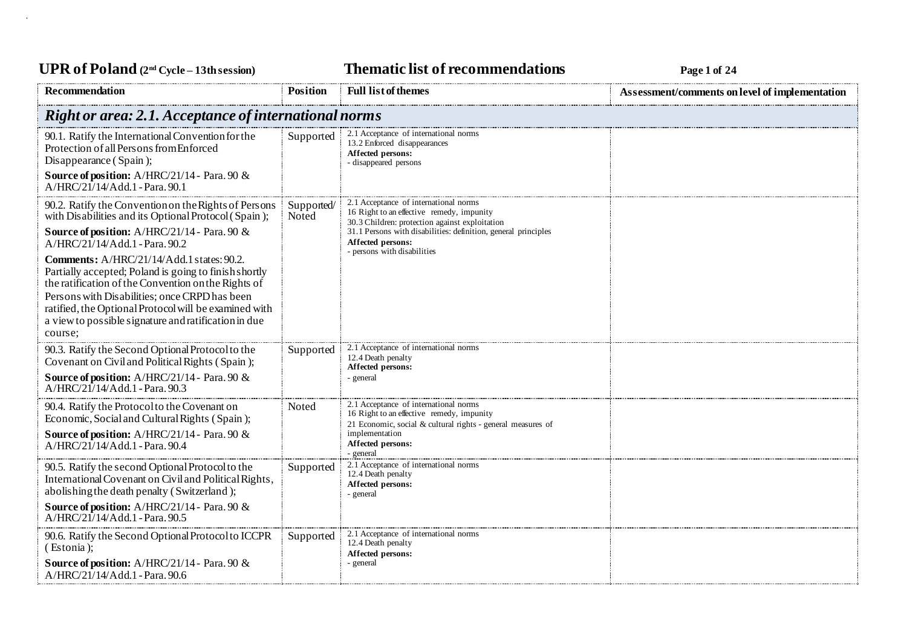# UPR of Poland (2[nd] Cycle – 13th session) Thematic list of recommendations

| Recommendation | Position | Full list of themes | Assessment/comments on level of implementation |
|---|---|---|---|
| ***Right or area: 2.1. Acceptance of international norms*** | | | |
| 90.1. Ratify the International Convention for the Protection of all Persons from Enforced Disappearance ( Spain );<br>**Source of position:** A/HRC/21/14 - Para. 90 & A/HRC/21/14/Add.1 - Para. 90.1 | Supported | 2.1 Acceptance of international norms<br>13.2 Enforced disappearances<br>**Affected persons:**<br>- disappeared persons | |
| 90.2. Ratify the Convention on the Rights of Persons with Disabilities and its Optional Protocol ( Spain );<br>**Source of position:** A/HRC/21/14 - Para. 90 & A/HRC/21/14/Add.1 - Para. 90.2<br>**Comments:** A/HRC/21/14/Add.1 states: 90.2. Partially accepted; Poland is going to finish shortly the ratification of the Convention on the Rights of Persons with Disabilities; once CRPD has been ratified, the Optional Protocol will be examined with a view to possible signature and ratification in due course; | Supported/ Noted | 2.1 Acceptance of international norms<br>16 Right to an effective remedy, impunity<br>30.3 Children: protection against exploitation<br>31.1 Persons with disabilities: definition, general principles<br>**Affected persons:**<br>- persons with disabilities | |
| 90.3. Ratify the Second Optional Protocol to the Covenant on Civil and Political Rights ( Spain );<br>**Source of position:** A/HRC/21/14 - Para. 90 & A/HRC/21/14/Add.1 - Para. 90.3 | Supported | 2.1 Acceptance of international norms<br>12.4 Death penalty<br>**Affected persons:**<br>- general | |
| 90.4. Ratify the Protocol to the Covenant on Economic, Social and Cultural Rights ( Spain );<br>**Source of position:** A/HRC/21/14 - Para. 90 & A/HRC/21/14/Add.1 - Para. 90.4 | Noted | 2.1 Acceptance of international norms<br>16 Right to an effective remedy, impunity<br>21 Economic, social & cultural rights - general measures of implementation<br>**Affected persons:**<br>- general | |
| 90.5. Ratify the second Optional Protocol to the International Covenant on Civil and Political Rights, abolishing the death penalty ( Switzerland );<br>**Source of position:** A/HRC/21/14 - Para. 90 & A/HRC/21/14/Add.1 - Para. 90.5 | Supported | 2.1 Acceptance of international norms<br>12.4 Death penalty<br>**Affected persons:**<br>- general | |
| 90.6. Ratify the Second Optional Protocol to ICCPR ( Estonia );<br>**Source of position:** A/HRC/21/14 - Para. 90 & A/HRC/21/14/Add.1 - Para. 90.6 | Supported | 2.1 Acceptance of international norms<br>12.4 Death penalty<br>**Affected persons:**<br>- general | |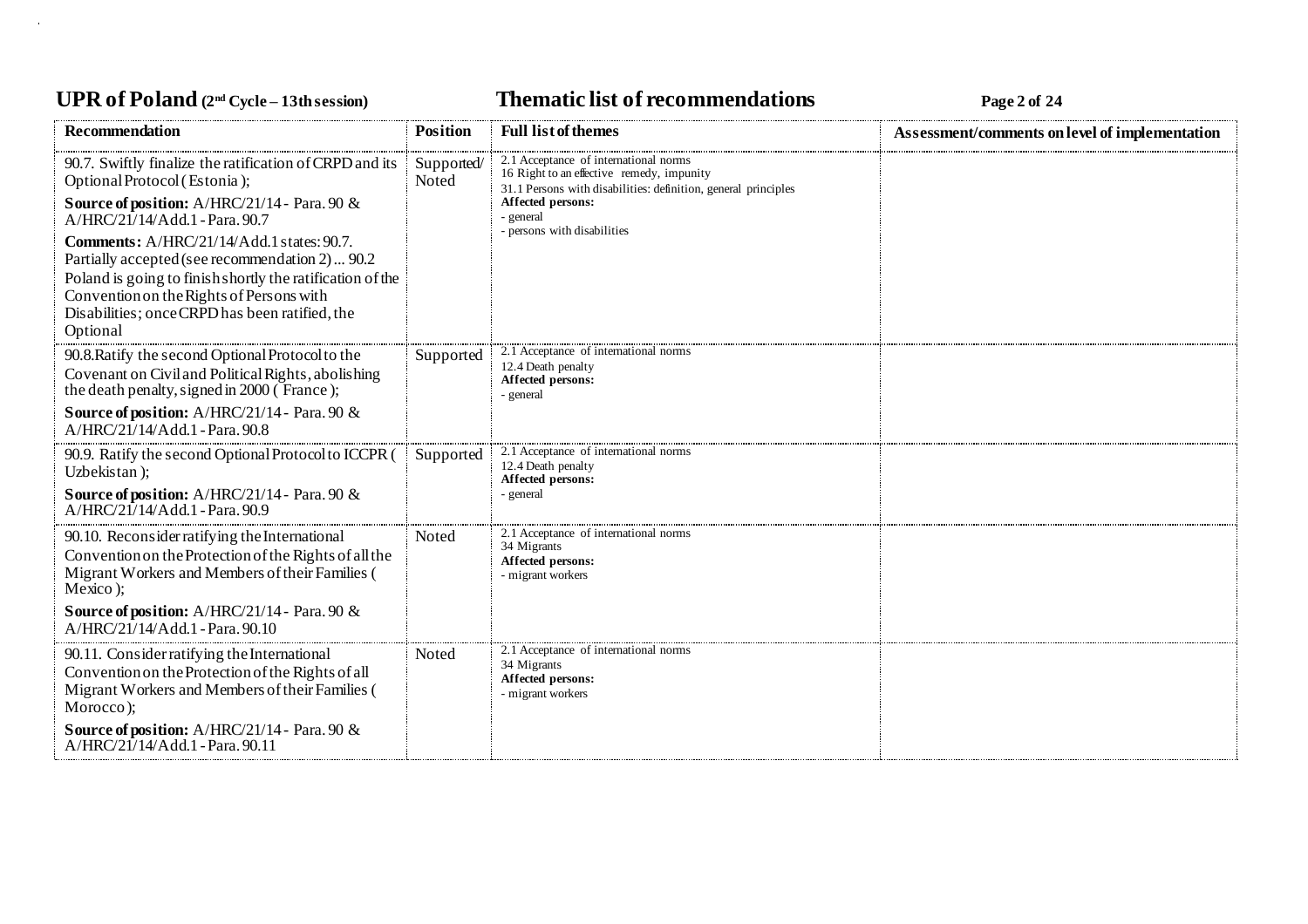# UPR of Poland (2nd Cycle – 13th session) — Thematic list of recommendations

| Recommendation | Position | Full list of themes | Assessment/comments on level of implementation |
| --- | --- | --- | --- |
| 90.7. Swiftly finalize the ratification of CRPD and its Optional Protocol (Estonia);<br>**Source of position:** A/HRC/21/14 - Para. 90 & A/HRC/21/14/Add.1 - Para. 90.7<br>**Comments:** A/HRC/21/14/Add.1 states: 90.7. Partially accepted (see recommendation 2) ... 90.2 Poland is going to finish shortly the ratification of the Convention on the Rights of Persons with Disabilities; once CRPD has been ratified, the Optional | Supported/ Noted | 2.1 Acceptance of international norms<br>16 Right to an effective remedy, impunity<br>31.1 Persons with disabilities: definition, general principles<br>**Affected persons:**<br>- general<br>- persons with disabilities | |
| 90.8. Ratify the second Optional Protocol to the Covenant on Civil and Political Rights, abolishing the death penalty, signed in 2000 ( France );<br>**Source of position:** A/HRC/21/14 - Para. 90 & A/HRC/21/14/Add.1 - Para. 90.8 | Supported | 2.1 Acceptance of international norms<br>12.4 Death penalty<br>**Affected persons:**<br>- general | |
| 90.9. Ratify the second Optional Protocol to ICCPR ( Uzbekistan );<br>**Source of position:** A/HRC/21/14 - Para. 90 & A/HRC/21/14/Add.1 - Para. 90.9 | Supported | 2.1 Acceptance of international norms<br>12.4 Death penalty<br>**Affected persons:**<br>- general | |
| 90.10. Reconsider ratifying the International Convention on the Protection of the Rights of all the Migrant Workers and Members of their Families ( Mexico );<br>**Source of position:** A/HRC/21/14 - Para. 90 & A/HRC/21/14/Add.1 - Para. 90.10 | Noted | 2.1 Acceptance of international norms<br>34 Migrants<br>**Affected persons:**<br>- migrant workers | |
| 90.11. Consider ratifying the International Convention on the Protection of the Rights of all Migrant Workers and Members of their Families ( Morocco );<br>**Source of position:** A/HRC/21/14 - Para. 90 & A/HRC/21/14/Add.1 - Para. 90.11 | Noted | 2.1 Acceptance of international norms<br>34 Migrants<br>**Affected persons:**<br>- migrant workers | |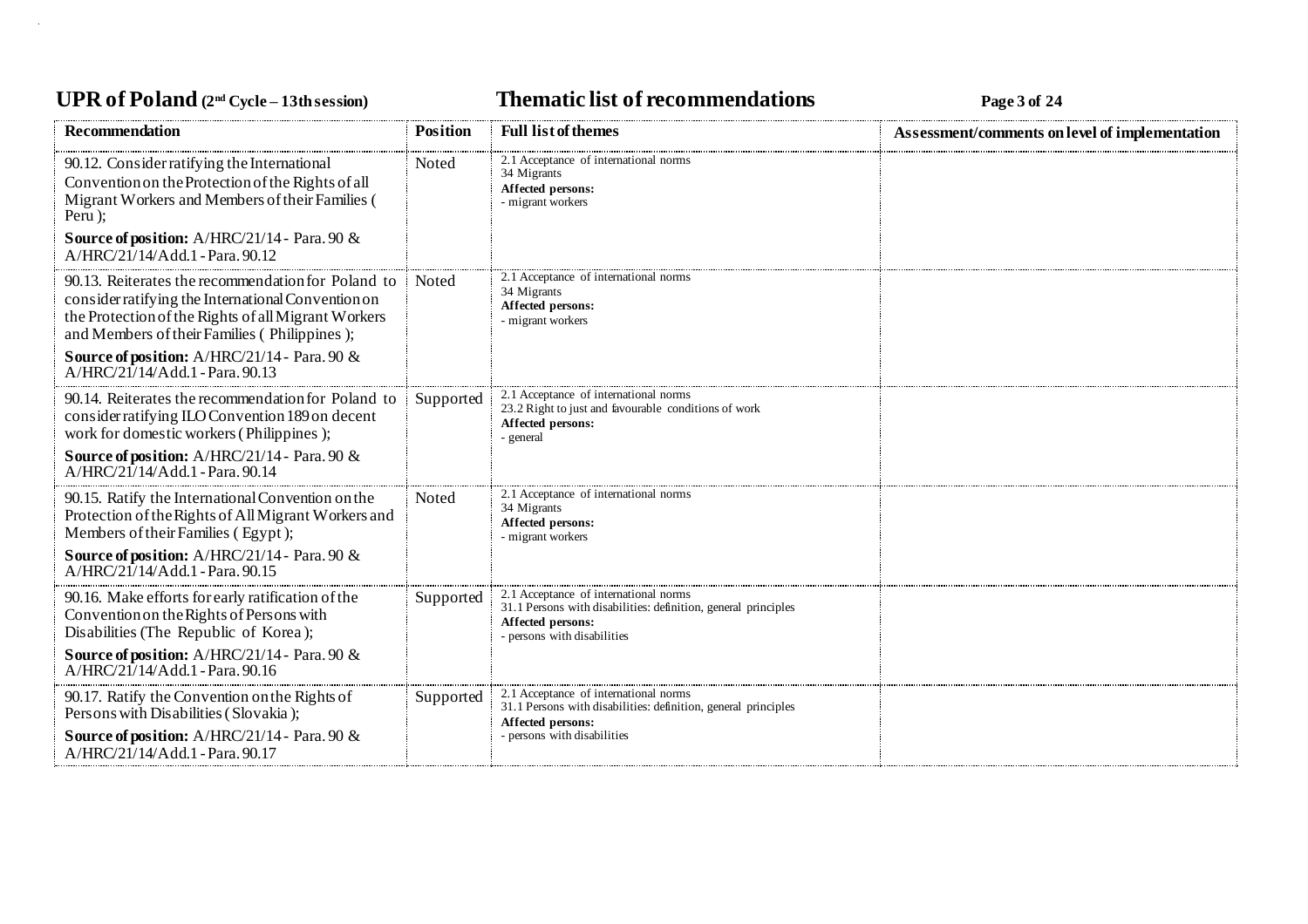| Recommendation | Position | Full list of themes | Assessment/comments on level of implementation |
|---|---|---|---|
| 90.12. Consider ratifying the International Convention on the Protection of the Rights of all Migrant Workers and Members of their Families ( Peru );<br>**Source of position:** A/HRC/21/14 - Para. 90 & A/HRC/21/14/Add.1 - Para. 90.12 | Noted | 2.1 Acceptance of international norms<br>34 Migrants<br>**Affected persons:**<br>- migrant workers | |
| 90.13. Reiterates the recommendation for Poland to consider ratifying the International Convention on the Protection of the Rights of all Migrant Workers and Members of their Families ( Philippines );<br>**Source of position:** A/HRC/21/14 - Para. 90 & A/HRC/21/14/Add.1 - Para. 90.13 | Noted | 2.1 Acceptance of international norms<br>34 Migrants<br>**Affected persons:**<br>- migrant workers | |
| 90.14. Reiterates the recommendation for Poland to consider ratifying ILO Convention 189 on decent work for domestic workers ( Philippines );<br>**Source of position:** A/HRC/21/14 - Para. 90 & A/HRC/21/14/Add.1 - Para. 90.14 | Supported | 2.1 Acceptance of international norms<br>23.2 Right to just and favourable conditions of work<br>**Affected persons:**<br>- general | |
| 90.15. Ratify the International Convention on the Protection of the Rights of All Migrant Workers and Members of their Families ( Egypt );<br>**Source of position:** A/HRC/21/14 - Para. 90 & A/HRC/21/14/Add.1 - Para. 90.15 | Noted | 2.1 Acceptance of international norms<br>34 Migrants<br>**Affected persons:**<br>- migrant workers | |
| 90.16. Make efforts for early ratification of the Convention on the Rights of Persons with Disabilities (The Republic of Korea );<br>**Source of position:** A/HRC/21/14 - Para. 90 & A/HRC/21/14/Add.1 - Para. 90.16 | Supported | 2.1 Acceptance of international norms<br>31.1 Persons with disabilities: definition, general principles<br>**Affected persons:**<br>- persons with disabilities | |
| 90.17. Ratify the Convention on the Rights of Persons with Disabilities ( Slovakia );<br>**Source of position:** A/HRC/21/14 - Para. 90 & A/HRC/21/14/Add.1 - Para. 90.17 | Supported | 2.1 Acceptance of international norms<br>31.1 Persons with disabilities: definition, general principles<br>**Affected persons:**<br>- persons with disabilities | |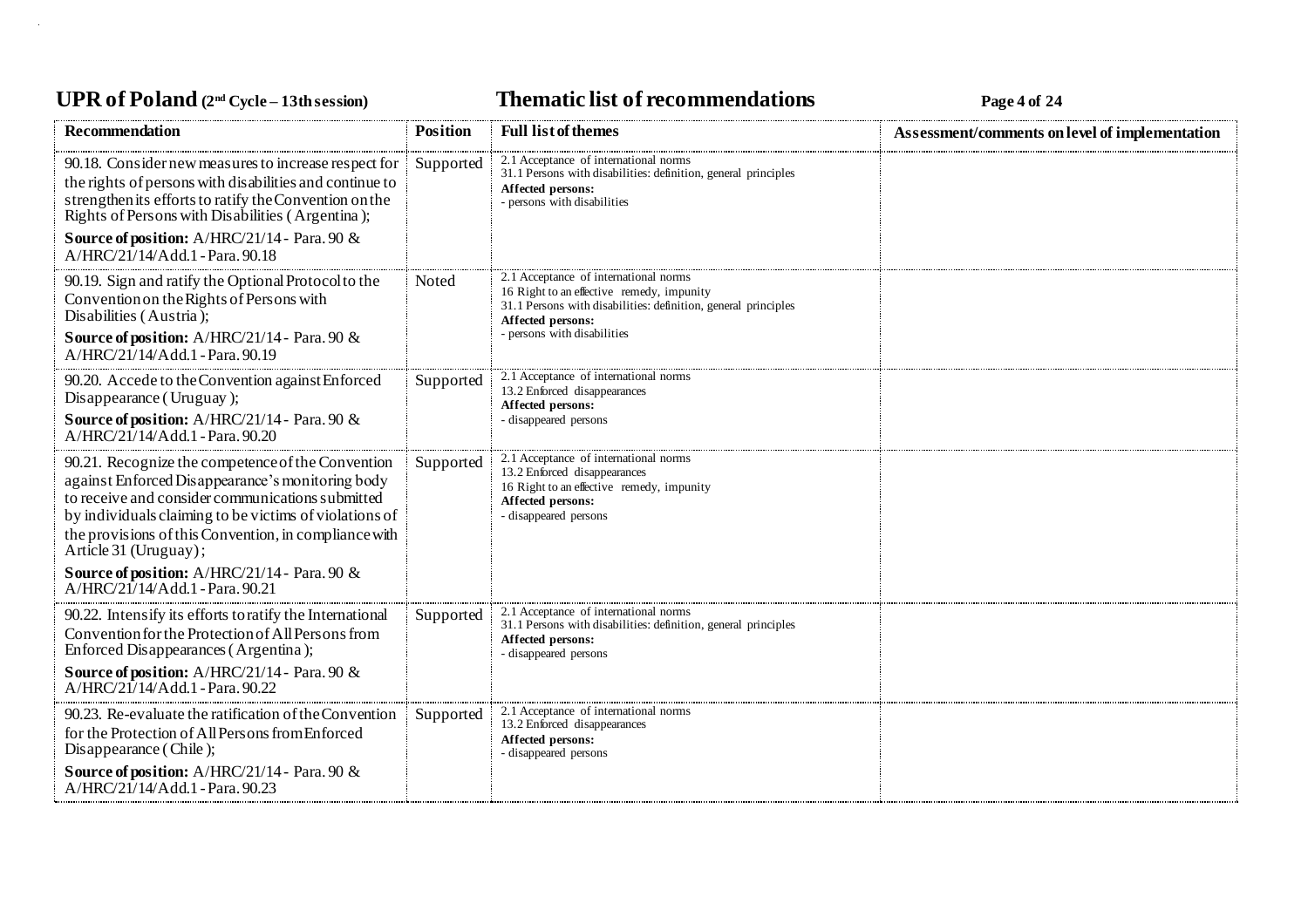| Recommendation | Position | Full list of themes | Assessment/comments on level of implementation |
|---|---|---|---|
| 90.18. Consider new measures to increase respect for the rights of persons with disabilities and continue to strengthen its efforts to ratify the Convention on the Rights of Persons with Disabilities ( Argentina );<br>**Source of position:** A/HRC/21/14 - Para. 90 & A/HRC/21/14/Add.1 - Para. 90.18 | Supported | 2.1 Acceptance of international norms<br>31.1 Persons with disabilities: definition, general principles<br>**Affected persons:**<br>- persons with disabilities | |
| 90.19. Sign and ratify the Optional Protocol to the Convention on the Rights of Persons with Disabilities ( Austria );<br>**Source of position:** A/HRC/21/14 - Para. 90 & A/HRC/21/14/Add.1 - Para. 90.19 | Noted | 2.1 Acceptance of international norms<br>16 Right to an effective remedy, impunity<br>31.1 Persons with disabilities: definition, general principles<br>**Affected persons:**<br>- persons with disabilities | |
| 90.20. Accede to the Convention against Enforced Disappearance ( Uruguay );<br>**Source of position:** A/HRC/21/14 - Para. 90 & A/HRC/21/14/Add.1 - Para. 90.20 | Supported | 2.1 Acceptance of international norms<br>13.2 Enforced disappearances<br>**Affected persons:**<br>- disappeared persons | |
| 90.21. Recognize the competence of the Convention against Enforced Disappearance's monitoring body to receive and consider communications submitted by individuals claiming to be victims of violations of the provisions of this Convention, in compliance with Article 31 (Uruguay);<br>**Source of position:** A/HRC/21/14 - Para. 90 & A/HRC/21/14/Add.1 - Para. 90.21 | Supported | 2.1 Acceptance of international norms<br>13.2 Enforced disappearances<br>16 Right to an effective remedy, impunity<br>**Affected persons:**<br>- disappeared persons | |
| 90.22. Intensify its efforts to ratify the International Convention for the Protection of All Persons from Enforced Disappearances ( Argentina );<br>**Source of position:** A/HRC/21/14 - Para. 90 & A/HRC/21/14/Add.1 - Para. 90.22 | Supported | 2.1 Acceptance of international norms<br>31.1 Persons with disabilities: definition, general principles<br>**Affected persons:**<br>- disappeared persons | |
| 90.23. Re-evaluate the ratification of the Convention for the Protection of All Persons from Enforced Disappearance ( Chile );<br>**Source of position:** A/HRC/21/14 - Para. 90 & A/HRC/21/14/Add.1 - Para. 90.23 | Supported | 2.1 Acceptance of international norms<br>13.2 Enforced disappearances<br>**Affected persons:**<br>- disappeared persons | |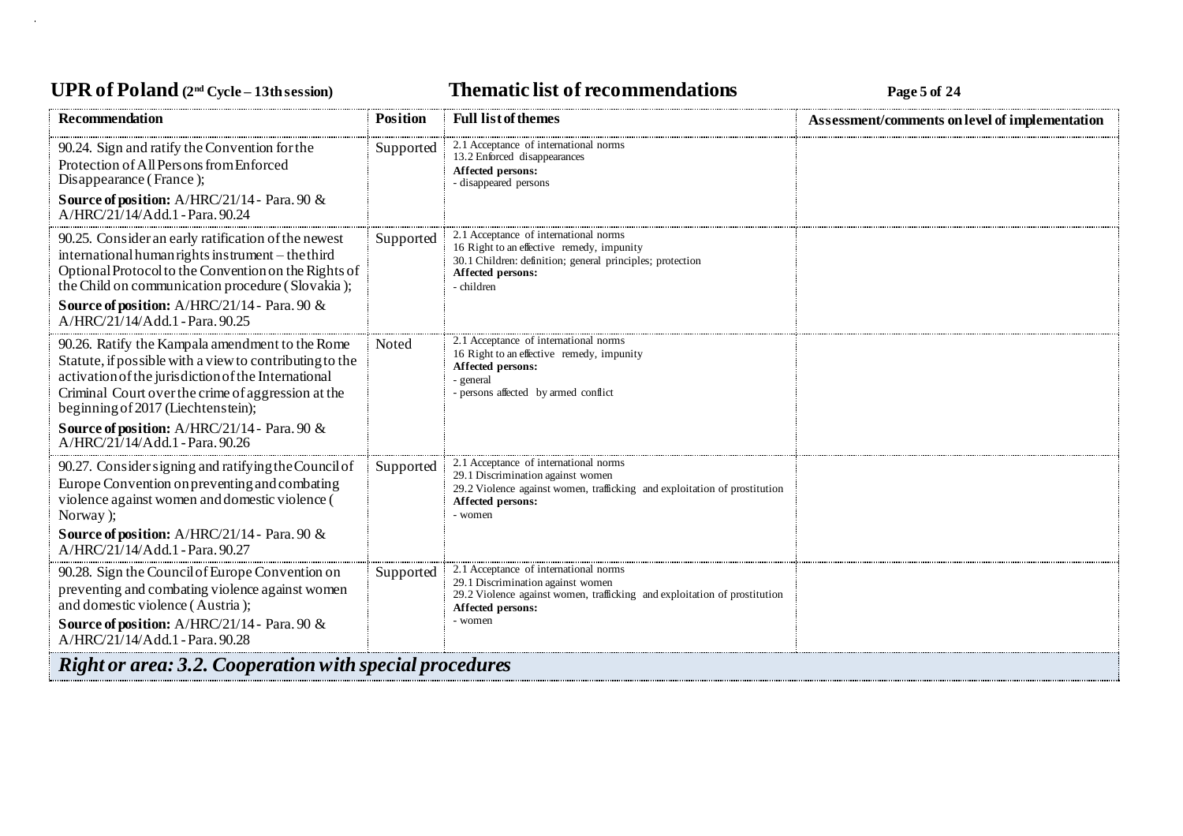| Recommendation | Position | Full list of themes | Assessment/comments on level of implementation |
| --- | --- | --- | --- |
| 90.24. Sign and ratify the Convention for the Protection of All Persons from Enforced Disappearance ( France ); **Source of position:** A/HRC/21/14 - Para. 90 & A/HRC/21/14/Add.1 - Para. 90.24 | Supported | 2.1 Acceptance of international norms<br>13.2 Enforced disappearances<br>**Affected persons:**<br>- disappeared persons | |
| 90.25. Consider an early ratification of the newest international human rights instrument – the third Optional Protocol to the Convention on the Rights of the Child on communication procedure ( Slovakia ); **Source of position:** A/HRC/21/14 - Para. 90 & A/HRC/21/14/Add.1 - Para. 90.25 | Supported | 2.1 Acceptance of international norms<br>16 Right to an effective remedy, impunity<br>30.1 Children: definition; general principles; protection<br>**Affected persons:**<br>- children | |
| 90.26. Ratify the Kampala amendment to the Rome Statute, if possible with a view to contributing to the activation of the jurisdiction of the International Criminal Court over the crime of aggression at the beginning of 2017 (Liechtenstein); **Source of position:** A/HRC/21/14 - Para. 90 & A/HRC/21/14/Add.1 - Para. 90.26 | Noted | 2.1 Acceptance of international norms<br>16 Right to an effective remedy, impunity<br>**Affected persons:**<br>- general<br>- persons affected by armed conflict | |
| 90.27. Consider signing and ratifying the Council of Europe Convention on preventing and combating violence against women and domestic violence ( Norway ); **Source of position:** A/HRC/21/14 - Para. 90 & A/HRC/21/14/Add.1 - Para. 90.27 | Supported | 2.1 Acceptance of international norms<br>29.1 Discrimination against women<br>29.2 Violence against women, trafficking and exploitation of prostitution<br>**Affected persons:**<br>- women | |
| 90.28. Sign the Council of Europe Convention on preventing and combating violence against women and domestic violence ( Austria ); **Source of position:** A/HRC/21/14 - Para. 90 & A/HRC/21/14/Add.1 - Para. 90.28 | Supported | 2.1 Acceptance of international norms<br>29.1 Discrimination against women<br>29.2 Violence against women, trafficking and exploitation of prostitution<br>**Affected persons:**<br>- women | |

***Right or area: 3.2. Cooperation with special procedures***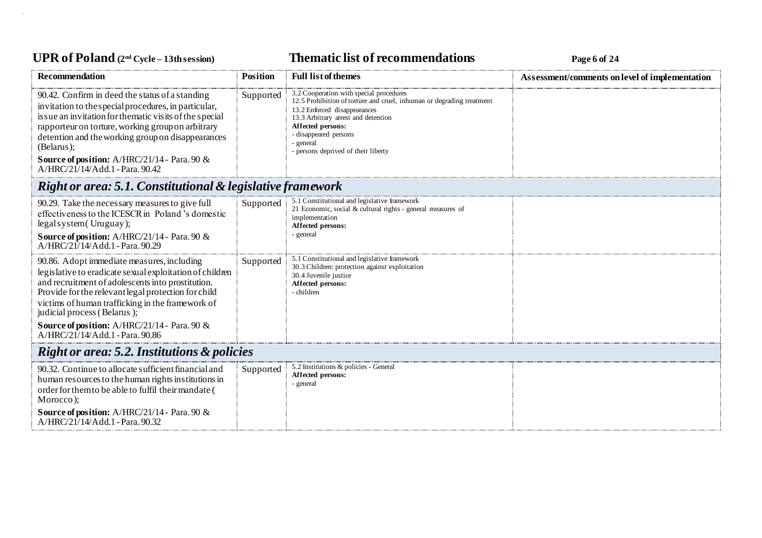| Recommendation | Position | Full list of themes | Assessment/comments on level of implementation |
|---|---|---|---|
| 90.42. Confirm in deed the status of a standing invitation to the special procedures, in particular, issue an invitation for thematic visits of the special rapporteur on torture, working group on arbitrary detention and the working group on disappearances (Belarus);<br>**Source of position:** A/HRC/21/14 - Para. 90 & A/HRC/21/14/Add.1 - Para. 90.42 | Supported | 3.2 Cooperation with special procedures<br>12.5 Prohibition of torture and cruel, inhuman or degrading treatment<br>13.2 Enforced disappearances<br>13.3 Arbitrary arrest and detention<br>**Affected persons:**<br>- disappeared persons<br>- general<br>- persons deprived of their liberty | |
| ***Right or area: 5.1. Constitutional & legislative framework*** | | | |
| 90.29. Take the necessary measures to give full effectiveness to the ICESCR in Poland 's domestic legal system( Uruguay);<br>**Source of position:** A/HRC/21/14 - Para. 90 & A/HRC/21/14/Add.1 - Para. 90.29 | Supported | 5.1 Constitutional and legislative framework<br>21 Economic, social & cultural rights - general measures of implementation<br>**Affected persons:**<br>- general | |
| 90.86. Adopt immediate measures, including legislative to eradicate sexual exploitation of children and recruitment of adolescents into prostitution. Provide for the relevant legal protection for child victims of human trafficking in the framework of judicial process ( Belarus );<br>**Source of position:** A/HRC/21/14 - Para. 90 & A/HRC/21/14/Add.1 - Para. 90.86 | Supported | 5.1 Constitutional and legislative framework<br>30.3 Children: protection against exploitation<br>30.4 Juvenile justice<br>**Affected persons:**<br>- children | |
| ***Right or area: 5.2. Institutions & policies*** | | | |
| 90.32. Continue to allocate sufficient financial and human resources to the human rights institutions in order for them to be able to fulfil their mandate ( Morocco );<br>**Source of position:** A/HRC/21/14 - Para. 90 & A/HRC/21/14/Add.1 - Para. 90.32 | Supported | 5.2 Institutions & policies - General<br>**Affected persons:**<br>- general | |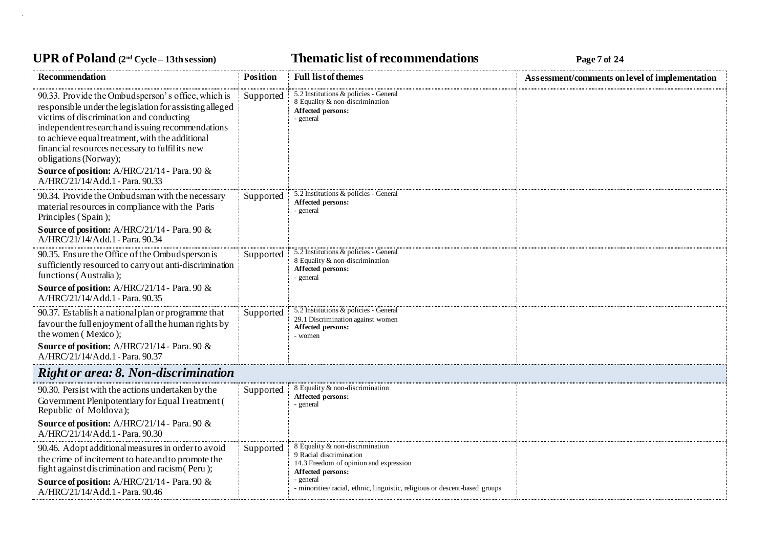| Recommendation | Position | Full list of themes | Assessment/comments on level of implementation |
|---|---|---|---|
| 90.33. Provide the Ombudsperson's office, which is responsible under the legislation for assisting alleged victims of discrimination and conducting independent research and issuing recommendations to achieve equal treatment, with the additional financial resources necessary to fulfil its new obligations (Norway);<br>**Source of position:** A/HRC/21/14 - Para. 90 & A/HRC/21/14/Add.1 - Para. 90.33 | Supported | 5.2 Institutions & policies - General<br>8 Equality & non-discrimination<br>**Affected persons:**<br>- general | |
| 90.34. Provide the Ombudsman with the necessary material resources in compliance with the Paris Principles ( Spain );<br>**Source of position:** A/HRC/21/14 - Para. 90 & A/HRC/21/14/Add.1 - Para. 90.34 | Supported | 5.2 Institutions & policies - General<br>**Affected persons:**<br>- general | |
| 90.35. Ensure the Office of the Ombudsperson is sufficiently resourced to carry out anti-discrimination functions ( Australia );<br>**Source of position:** A/HRC/21/14 - Para. 90 & A/HRC/21/14/Add.1 - Para. 90.35 | Supported | 5.2 Institutions & policies - General<br>8 Equality & non-discrimination<br>**Affected persons:**<br>- general | |
| 90.37. Establish a national plan or programme that favour the full enjoyment of all the human rights by the women ( Mexico );<br>**Source of position:** A/HRC/21/14 - Para. 90 & A/HRC/21/14/Add.1 - Para. 90.37 | Supported | 5.2 Institutions & policies - General<br>29.1 Discrimination against women<br>**Affected persons:**<br>- women | |
| ***Right or area: 8. Non-discrimination*** | | | |
| 90.30. Persist with the actions undertaken by the Government Plenipotentiary for Equal Treatment ( Republic of Moldova );<br>**Source of position:** A/HRC/21/14 - Para. 90 & A/HRC/21/14/Add.1 - Para. 90.30 | Supported | 8 Equality & non-discrimination<br>**Affected persons:**<br>- general | |
| 90.46. Adopt additional measures in order to avoid the crime of incitement to hate and to promote the fight against discrimination and racism ( Peru );<br>**Source of position:** A/HRC/21/14 - Para. 90 & A/HRC/21/14/Add.1 - Para. 90.46 | Supported | 8 Equality & non-discrimination<br>9 Racial discrimination<br>14.3 Freedom of opinion and expression<br>**Affected persons:**<br>- general<br>- minorities/ racial, ethnic, linguistic, religious or descent-based groups | |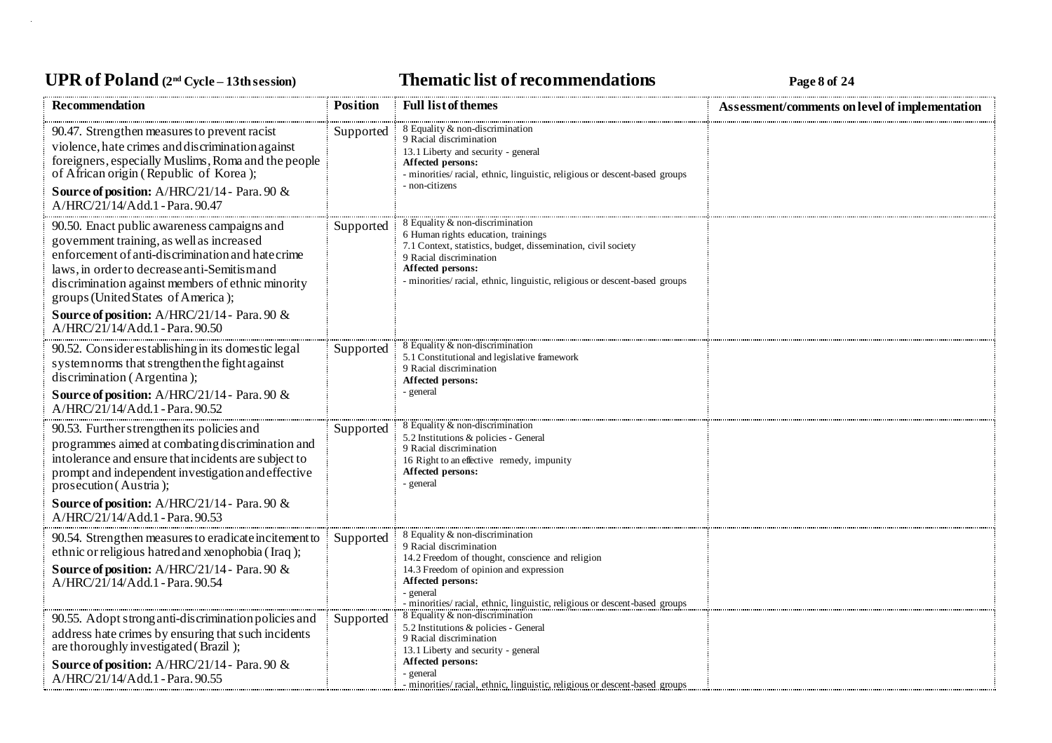| Recommendation | Position | Full list of themes | Assessment/comments on level of implementation |
|---|---|---|---|
| 90.47. Strengthen measures to prevent racist violence, hate crimes and discrimination against foreigners, especially Muslims, Roma and the people of African origin (Republic of Korea);<br>**Source of position:** A/HRC/21/14 - Para. 90 & A/HRC/21/14/Add.1 - Para. 90.47 | Supported | 8 Equality & non-discrimination<br>9 Racial discrimination<br>13.1 Liberty and security - general<br>**Affected persons:**<br>- minorities/ racial, ethnic, linguistic, religious or descent-based groups<br>- non-citizens | |
| 90.50. Enact public awareness campaigns and government training, as well as increased enforcement of anti-discrimination and hate crime laws, in order to decrease anti-Semitism and discrimination against members of ethnic minority groups (United States of America);<br>**Source of position:** A/HRC/21/14 - Para. 90 & A/HRC/21/14/Add.1 - Para. 90.50 | Supported | 8 Equality & non-discrimination<br>6 Human rights education, trainings<br>7.1 Context, statistics, budget, dissemination, civil society<br>9 Racial discrimination<br>**Affected persons:**<br>- minorities/ racial, ethnic, linguistic, religious or descent-based groups | |
| 90.52. Consider establishing in its domestic legal system norms that strengthen the fight against discrimination (Argentina);<br>**Source of position:** A/HRC/21/14 - Para. 90 & A/HRC/21/14/Add.1 - Para. 90.52 | Supported | 8 Equality & non-discrimination<br>5.1 Constitutional and legislative framework<br>9 Racial discrimination<br>**Affected persons:**<br>- general | |
| 90.53. Further strengthen its policies and programmes aimed at combating discrimination and intolerance and ensure that incidents are subject to prompt and independent investigation and effective prosecution (Austria);<br>**Source of position:** A/HRC/21/14 - Para. 90 & A/HRC/21/14/Add.1 - Para. 90.53 | Supported | 8 Equality & non-discrimination<br>5.2 Institutions & policies - General<br>9 Racial discrimination<br>16 Right to an effective remedy, impunity<br>**Affected persons:**<br>- general | |
| 90.54. Strengthen measures to eradicate incitement to ethnic or religious hatred and xenophobia (Iraq);<br>**Source of position:** A/HRC/21/14 - Para. 90 & A/HRC/21/14/Add.1 - Para. 90.54 | Supported | 8 Equality & non-discrimination<br>9 Racial discrimination<br>14.2 Freedom of thought, conscience and religion<br>14.3 Freedom of opinion and expression<br>**Affected persons:**<br>- general<br>- minorities/ racial, ethnic, linguistic, religious or descent-based groups | |
| 90.55. Adopt strong anti-discrimination policies and address hate crimes by ensuring that such incidents are thoroughly investigated (Brazil);<br>**Source of position:** A/HRC/21/14 - Para. 90 & A/HRC/21/14/Add.1 - Para. 90.55 | Supported | 8 Equality & non-discrimination<br>5.2 Institutions & policies - General<br>9 Racial discrimination<br>13.1 Liberty and security - general<br>**Affected persons:**<br>- general<br>- minorities/ racial, ethnic, linguistic, religious or descent-based groups | |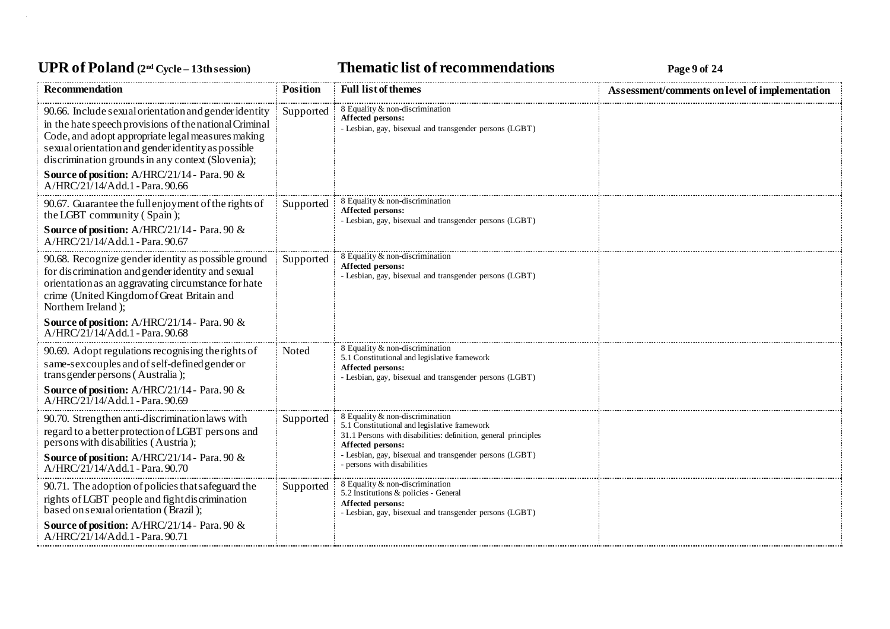| Recommendation | Position | Full list of themes | Assessment/comments on level of implementation |
| --- | --- | --- | --- |
| 90.66. Include sexual orientation and gender identity in the hate speech provisions of the national Criminal Code, and adopt appropriate legal measures making sexual orientation and gender identity as possible discrimination grounds in any context (Slovenia);<br>**Source of position:** A/HRC/21/14 - Para. 90 & A/HRC/21/14/Add.1 - Para. 90.66 | Supported | 8 Equality & non-discrimination<br>**Affected persons:**<br>- Lesbian, gay, bisexual and transgender persons (LGBT) | |
| 90.67. Guarantee the full enjoyment of the rights of the LGBT community ( Spain );<br>**Source of position:** A/HRC/21/14 - Para. 90 & A/HRC/21/14/Add.1 - Para. 90.67 | Supported | 8 Equality & non-discrimination<br>**Affected persons:**<br>- Lesbian, gay, bisexual and transgender persons (LGBT) | |
| 90.68. Recognize gender identity as possible ground for discrimination and gender identity and sexual orientation as an aggravating circumstance for hate crime (United Kingdom of Great Britain and Northern Ireland );<br>**Source of position:** A/HRC/21/14 - Para. 90 & A/HRC/21/14/Add.1 - Para. 90.68 | Supported | 8 Equality & non-discrimination<br>**Affected persons:**<br>- Lesbian, gay, bisexual and transgender persons (LGBT) | |
| 90.69. Adopt regulations recognising the rights of same-sex couples and of self-defined gender or transgender persons ( Australia );<br>**Source of position:** A/HRC/21/14 - Para. 90 & A/HRC/21/14/Add.1 - Para. 90.69 | Noted | 8 Equality & non-discrimination<br>5.1 Constitutional and legislative framework<br>**Affected persons:**<br>- Lesbian, gay, bisexual and transgender persons (LGBT) | |
| 90.70. Strengthen anti-discrimination laws with regard to a better protection of LGBT persons and persons with disabilities ( Austria );<br>**Source of position:** A/HRC/21/14 - Para. 90 & A/HRC/21/14/Add.1 - Para. 90.70 | Supported | 8 Equality & non-discrimination<br>5.1 Constitutional and legislative framework<br>31.1 Persons with disabilities: definition, general principles<br>**Affected persons:**<br>- Lesbian, gay, bisexual and transgender persons (LGBT)<br>- persons with disabilities | |
| 90.71. The adoption of policies that safeguard the rights of LGBT people and fight discrimination based on sexual orientation ( Brazil );<br>**Source of position:** A/HRC/21/14 - Para. 90 & A/HRC/21/14/Add.1 - Para. 90.71 | Supported | 8 Equality & non-discrimination<br>5.2 Institutions & policies - General<br>**Affected persons:**<br>- Lesbian, gay, bisexual and transgender persons (LGBT) | |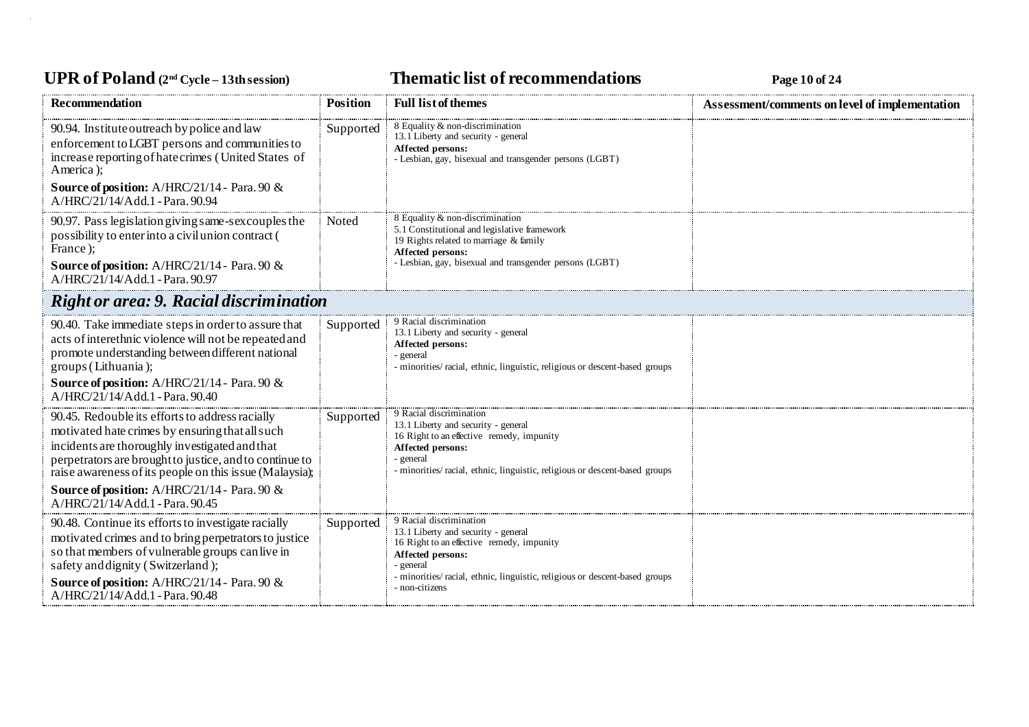| Recommendation | Position | Full list of themes | Assessment/comments on level of implementation |
|---|---|---|---|
| 90.94. Institute outreach by police and law enforcement to LGBT persons and communities to increase reporting of hate crimes (United States of America);<br>**Source of position:** A/HRC/21/14 - Para. 90 & A/HRC/21/14/Add.1 - Para. 90.94 | Supported | 8 Equality & non-discrimination<br>13.1 Liberty and security - general<br>**Affected persons:**<br>- Lesbian, gay, bisexual and transgender persons (LGBT) | |
| 90.97. Pass legislation giving same-sex couples the possibility to enter into a civil union contract (France);<br>**Source of position:** A/HRC/21/14 - Para. 90 & A/HRC/21/14/Add.1 - Para. 90.97 | Noted | 8 Equality & non-discrimination<br>5.1 Constitutional and legislative framework<br>19 Rights related to marriage & family<br>**Affected persons:**<br>- Lesbian, gay, bisexual and transgender persons (LGBT) | |
| ***Right or area: 9. Racial discrimination*** | | | |
| 90.40. Take immediate steps in order to assure that acts of interethnic violence will not be repeated and promote understanding between different national groups (Lithuania);<br>**Source of position:** A/HRC/21/14 - Para. 90 & A/HRC/21/14/Add.1 - Para. 90.40 | Supported | 9 Racial discrimination<br>13.1 Liberty and security - general<br>**Affected persons:**<br>- general<br>- minorities/ racial, ethnic, linguistic, religious or descent-based groups | |
| 90.45. Redouble its efforts to address racially motivated hate crimes by ensuring that all such incidents are thoroughly investigated and that perpetrators are brought to justice, and to continue to raise awareness of its people on this issue (Malaysia);<br>**Source of position:** A/HRC/21/14 - Para. 90 & A/HRC/21/14/Add.1 - Para. 90.45 | Supported | 9 Racial discrimination<br>13.1 Liberty and security - general<br>16 Right to an effective remedy, impunity<br>**Affected persons:**<br>- general<br>- minorities/ racial, ethnic, linguistic, religious or descent-based groups | |
| 90.48. Continue its efforts to investigate racially motivated crimes and to bring perpetrators to justice so that members of vulnerable groups can live in safety and dignity (Switzerland);<br>**Source of position:** A/HRC/21/14 - Para. 90 & A/HRC/21/14/Add.1 - Para. 90.48 | Supported | 9 Racial discrimination<br>13.1 Liberty and security - general<br>16 Right to an effective remedy, impunity<br>**Affected persons:**<br>- general<br>- minorities/ racial, ethnic, linguistic, religious or descent-based groups<br>- non-citizens | |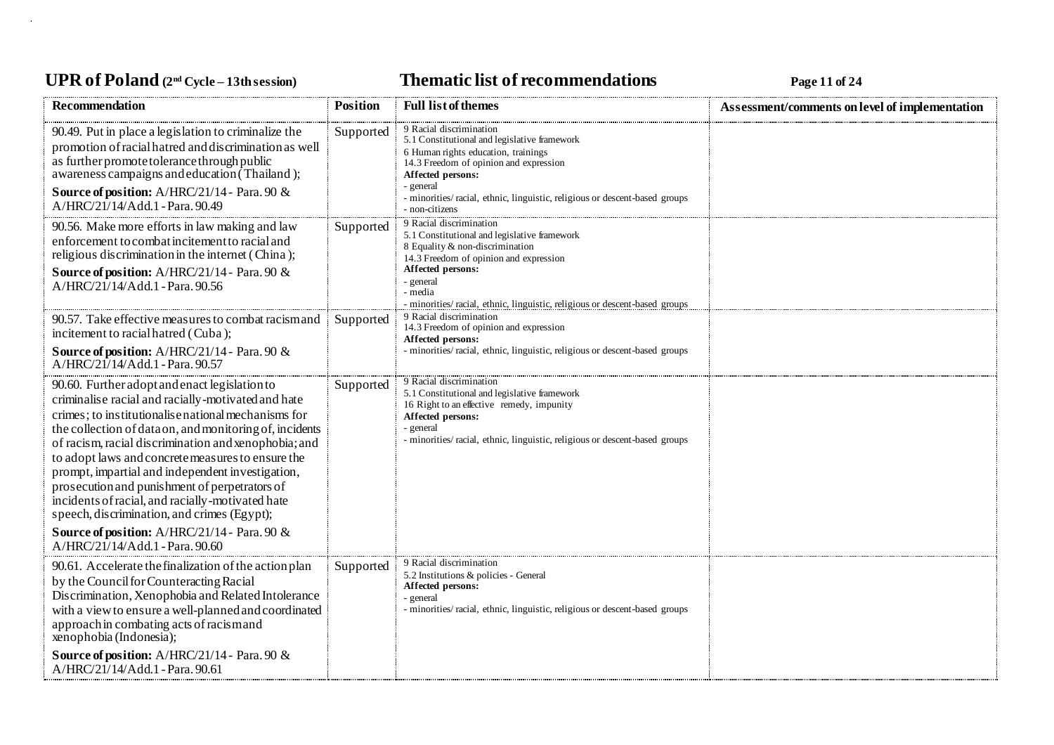## UPR of Poland (2nd Cycle – 13th session) Thematic list of recommendations

| Recommendation | Position | Full list of themes | Assessment/comments on level of implementation |
|---|---|---|---|
| 90.49. Put in place a legislation to criminalize the promotion of racial hatred and discrimination as well as further promote tolerance through public awareness campaigns and education (Thailand);<br>**Source of position:** A/HRC/21/14 - Para. 90 & A/HRC/21/14/Add.1 - Para. 90.49 | Supported | 9 Racial discrimination<br>5.1 Constitutional and legislative framework<br>6 Human rights education, trainings<br>14.3 Freedom of opinion and expression<br>**Affected persons:**<br>- general<br>- minorities/ racial, ethnic, linguistic, religious or descent-based groups<br>- non-citizens | |
| 90.56. Make more efforts in law making and law enforcement to combat incitement to racial and religious discrimination in the internet (China);<br>**Source of position:** A/HRC/21/14 - Para. 90 & A/HRC/21/14/Add.1 - Para. 90.56 | Supported | 9 Racial discrimination<br>5.1 Constitutional and legislative framework<br>8 Equality & non-discrimination<br>14.3 Freedom of opinion and expression<br>**Affected persons:**<br>- general<br>- media<br>- minorities/ racial, ethnic, linguistic, religious or descent-based groups | |
| 90.57. Take effective measures to combat racism and incitement to racial hatred (Cuba);<br>**Source of position:** A/HRC/21/14 - Para. 90 & A/HRC/21/14/Add.1 - Para. 90.57 | Supported | 9 Racial discrimination<br>14.3 Freedom of opinion and expression<br>**Affected persons:**<br>- minorities/ racial, ethnic, linguistic, religious or descent-based groups | |
| 90.60. Further adopt and enact legislation to criminalise racial and racially-motivated and hate crimes; to institutionalise national mechanisms for the collection of data on, and monitoring of, incidents of racism, racial discrimination and xenophobia; and to adopt laws and concrete measures to ensure the prompt, impartial and independent investigation, prosecution and punishment of perpetrators of incidents of racial, and racially-motivated hate speech, discrimination, and crimes (Egypt);<br>**Source of position:** A/HRC/21/14 - Para. 90 & A/HRC/21/14/Add.1 - Para. 90.60 | Supported | 9 Racial discrimination<br>5.1 Constitutional and legislative framework<br>16 Right to an effective remedy, impunity<br>**Affected persons:**<br>- general<br>- minorities/ racial, ethnic, linguistic, religious or descent-based groups | |
| 90.61. Accelerate the finalization of the action plan by the Council for Counteracting Racial Discrimination, Xenophobia and Related Intolerance with a view to ensure a well-planned and coordinated approach in combating acts of racism and xenophobia (Indonesia);<br>**Source of position:** A/HRC/21/14 - Para. 90 & A/HRC/21/14/Add.1 - Para. 90.61 | Supported | 9 Racial discrimination<br>5.2 Institutions & policies - General<br>**Affected persons:**<br>- general<br>- minorities/ racial, ethnic, linguistic, religious or descent-based groups | |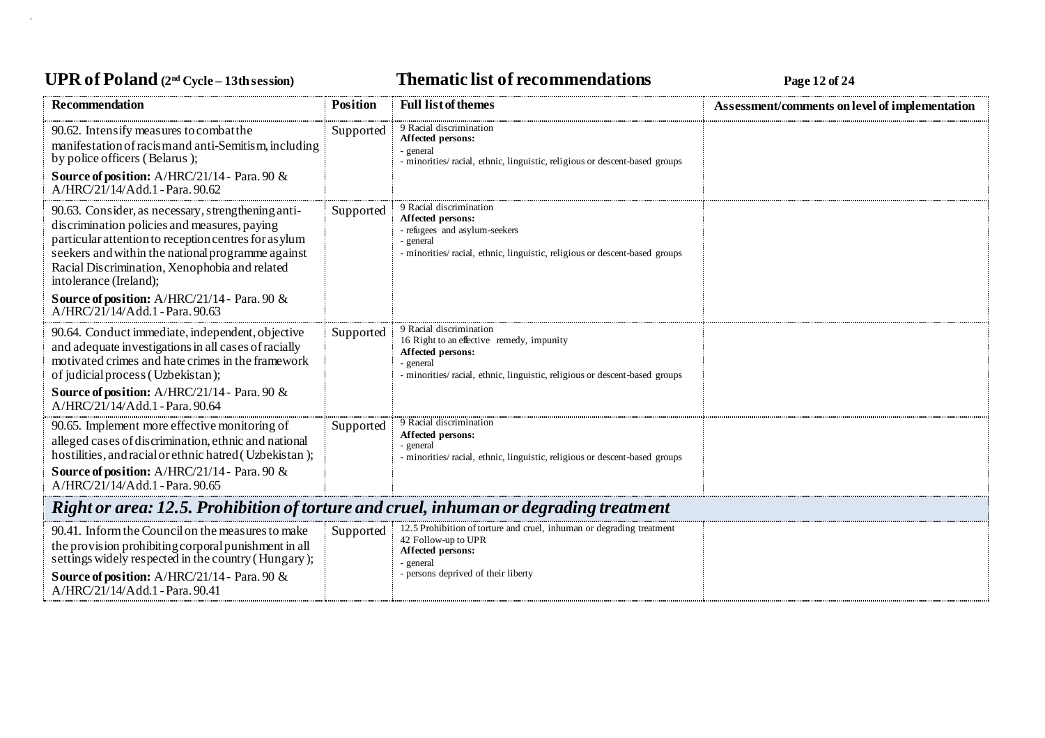| Recommendation | Position | Full list of themes | Assessment/comments on level of implementation |
|---|---|---|---|
| 90.62. Intensify measures to combat the manifestation of racism and anti-Semitism, including by police officers ( Belarus );<br>**Source of position:** A/HRC/21/14 - Para. 90 & A/HRC/21/14/Add.1 - Para. 90.62 | Supported | 9 Racial discrimination<br>**Affected persons:**<br>- general<br>- minorities/ racial, ethnic, linguistic, religious or descent-based groups | |
| 90.63. Consider, as necessary, strengthening anti-discrimination policies and measures, paying particular attention to reception centres for asylum seekers and within the national programme against Racial Discrimination, Xenophobia and related intolerance (Ireland);<br>**Source of position:** A/HRC/21/14 - Para. 90 & A/HRC/21/14/Add.1 - Para. 90.63 | Supported | 9 Racial discrimination<br>**Affected persons:**<br>- refugees and asylum-seekers<br>- general<br>- minorities/ racial, ethnic, linguistic, religious or descent-based groups | |
| 90.64. Conduct immediate, independent, objective and adequate investigations in all cases of racially motivated crimes and hate crimes in the framework of judicial process ( Uzbekistan );<br>**Source of position:** A/HRC/21/14 - Para. 90 & A/HRC/21/14/Add.1 - Para. 90.64 | Supported | 9 Racial discrimination<br>16 Right to an effective remedy, impunity<br>**Affected persons:**<br>- general<br>- minorities/ racial, ethnic, linguistic, religious or descent-based groups | |
| 90.65. Implement more effective monitoring of alleged cases of discrimination, ethnic and national hostilities, and racial or ethnic hatred ( Uzbekistan );<br>**Source of position:** A/HRC/21/14 - Para. 90 & A/HRC/21/14/Add.1 - Para. 90.65 | Supported | 9 Racial discrimination<br>**Affected persons:**<br>- general<br>- minorities/ racial, ethnic, linguistic, religious or descent-based groups | |
| ***Right or area: 12.5. Prohibition of torture and cruel, inhuman or degrading treatment*** | | | |
| 90.41. Inform the Council on the measures to make the provision prohibiting corporal punishment in all settings widely respected in the country ( Hungary );<br>**Source of position:** A/HRC/21/14 - Para. 90 & A/HRC/21/14/Add.1 - Para. 90.41 | Supported | 12.5 Prohibition of torture and cruel, inhuman or degrading treatment<br>42 Follow-up to UPR<br>**Affected persons:**<br>- general<br>- persons deprived of their liberty | |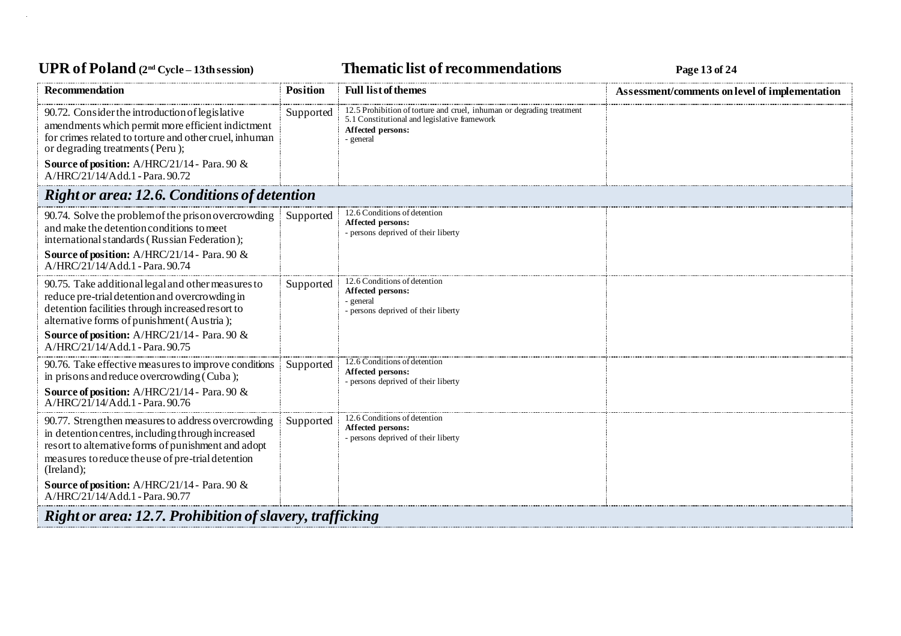| Recommendation | Position | Full list of themes | Assessment/comments on level of implementation |
|---|---|---|---|
| 90.72. Consider the introduction of legislative amendments which permit more efficient indictment for crimes related to torture and other cruel, inhuman or degrading treatments ( Peru ); **Source of position:** A/HRC/21/14 - Para. 90 & A/HRC/21/14/Add.1 - Para. 90.72 | Supported | 12.5 Prohibition of torture and cruel, inhuman or degrading treatment 5.1 Constitutional and legislative framework **Affected persons:** - general | |
| ***Right or area: 12.6. Conditions of detention*** | | | |
| 90.74. Solve the problem of the prison overcrowding and make the detention conditions to meet international standards ( Russian Federation ); **Source of position:** A/HRC/21/14 - Para. 90 & A/HRC/21/14/Add.1 - Para. 90.74 | Supported | 12.6 Conditions of detention **Affected persons:** - persons deprived of their liberty | |
| 90.75. Take additional legal and other measures to reduce pre-trial detention and overcrowding in detention facilities through increased resort to alternative forms of punishment ( Austria ); **Source of position:** A/HRC/21/14 - Para. 90 & A/HRC/21/14/Add.1 - Para. 90.75 | Supported | 12.6 Conditions of detention **Affected persons:** - general - persons deprived of their liberty | |
| 90.76. Take effective measures to improve conditions in prisons and reduce overcrowding ( Cuba ); **Source of position:** A/HRC/21/14 - Para. 90 & A/HRC/21/14/Add.1 - Para. 90.76 | Supported | 12.6 Conditions of detention **Affected persons:** - persons deprived of their liberty | |
| 90.77. Strengthen measures to address overcrowding in detention centres, including through increased resort to alternative forms of punishment and adopt measures to reduce the use of pre-trial detention (Ireland); **Source of position:** A/HRC/21/14 - Para. 90 & A/HRC/21/14/Add.1 - Para. 90.77 | Supported | 12.6 Conditions of detention **Affected persons:** - persons deprived of their liberty | |
| ***Right or area: 12.7. Prohibition of slavery, trafficking*** | | | |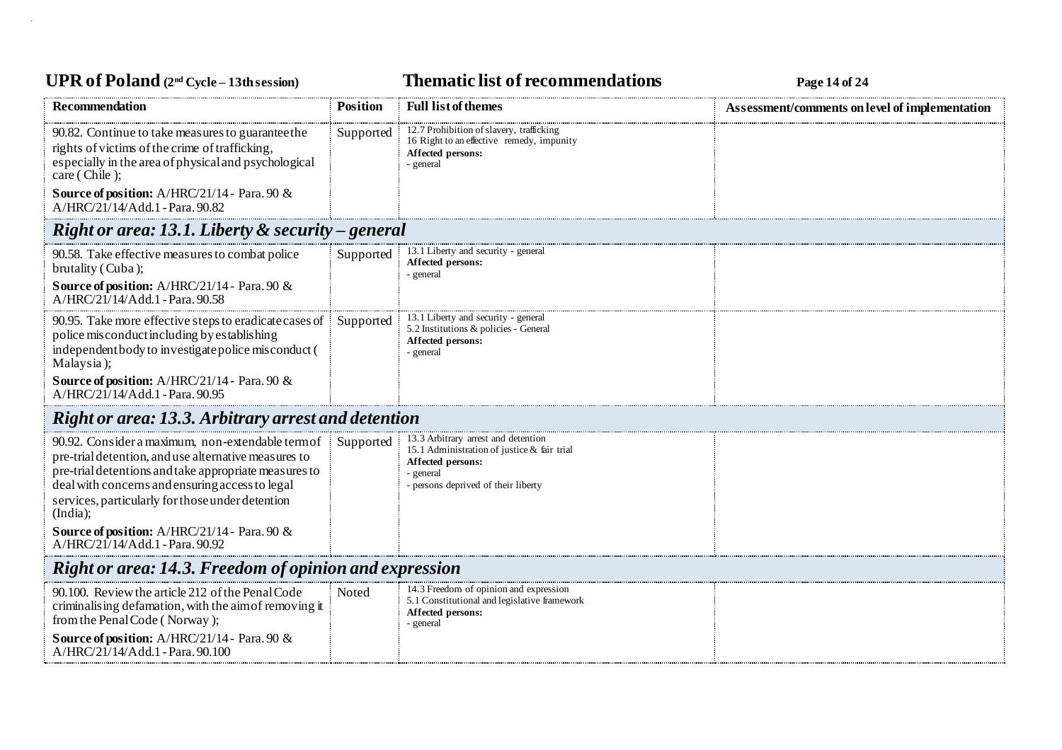| Recommendation | Position | Full list of themes | Assessment/comments on level of implementation |
|---|---|---|---|
| 90.82. Continue to take measures to guarantee the rights of victims of the crime of trafficking, especially in the area of physical and psychological care ( Chile );<br>**Source of position:** A/HRC/21/14 - Para. 90 & A/HRC/21/14/Add.1 - Para. 90.82 | Supported | 12.7 Prohibition of slavery, trafficking<br>16 Right to an effective remedy, impunity<br>**Affected persons:**<br>- general | |
| ***Right or area: 13.1. Liberty & security – general*** | | | |
| 90.58. Take effective measures to combat police brutality ( Cuba );<br>**Source of position:** A/HRC/21/14 - Para. 90 & A/HRC/21/14/Add.1 - Para. 90.58 | Supported | 13.1 Liberty and security - general<br>**Affected persons:**<br>- general | |
| 90.95. Take more effective steps to eradicate cases of police misconduct including by establishing independent body to investigate police misconduct ( Malaysia );<br>**Source of position:** A/HRC/21/14 - Para. 90 & A/HRC/21/14/Add.1 - Para. 90.95 | Supported | 13.1 Liberty and security - general<br>5.2 Institutions & policies - General<br>**Affected persons:**<br>- general | |
| ***Right or area: 13.3. Arbitrary arrest and detention*** | | | |
| 90.92. Consider a maximum, non-extendable term of pre-trial detention, and use alternative measures to pre-trial detentions and take appropriate measures to deal with concerns and ensuring access to legal services, particularly for those under detention (India);<br>**Source of position:** A/HRC/21/14 - Para. 90 & A/HRC/21/14/Add.1 - Para. 90.92 | Supported | 13.3 Arbitrary arrest and detention<br>15.1 Administration of justice & fair trial<br>**Affected persons:**<br>- general<br>- persons deprived of their liberty | |
| ***Right or area: 14.3. Freedom of opinion and expression*** | | | |
| 90.100. Review the article 212 of the Penal Code criminalising defamation, with the aim of removing it from the Penal Code ( Norway );<br>**Source of position:** A/HRC/21/14 - Para. 90 & A/HRC/21/14/Add.1 - Para. 90.100 | Noted | 14.3 Freedom of opinion and expression<br>5.1 Constitutional and legislative framework<br>**Affected persons:**<br>- general | |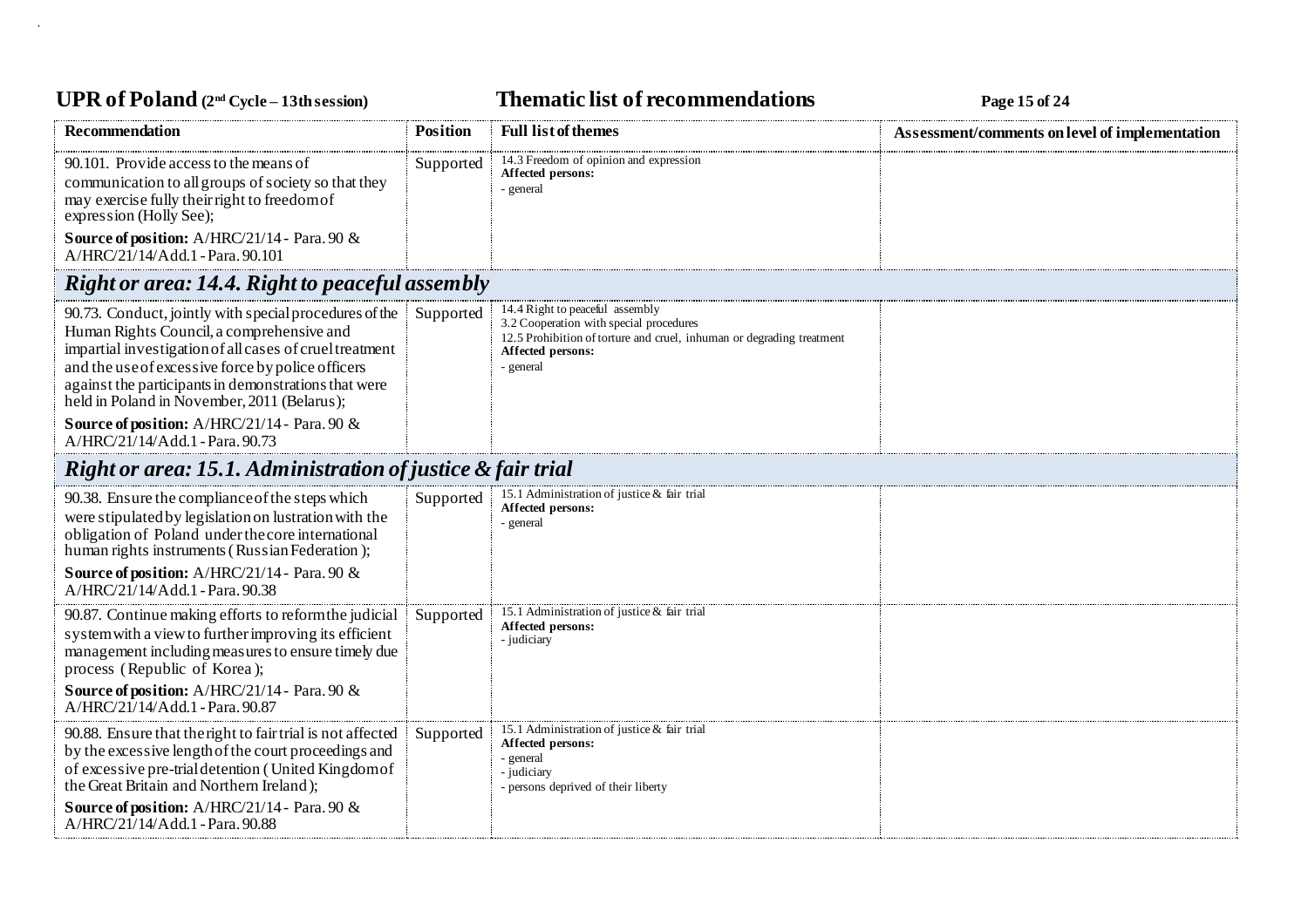| Recommendation | Position | Full list of themes | Assessment/comments on level of implementation |
|---|---|---|---|
| 90.101. Provide access to the means of communication to all groups of society so that they may exercise fully their right to freedom of expression (Holly See);<br>**Source of position:** A/HRC/21/14 - Para. 90 & A/HRC/21/14/Add.1 - Para. 90.101 | Supported | 14.3 Freedom of opinion and expression<br>**Affected persons:**<br>- general | |
| ***Right or area: 14.4. Right to peaceful assembly*** | | | |
| 90.73. Conduct, jointly with special procedures of the Human Rights Council, a comprehensive and impartial investigation of all cases of cruel treatment and the use of excessive force by police officers against the participants in demonstrations that were held in Poland in November, 2011 (Belarus);<br>**Source of position:** A/HRC/21/14 - Para. 90 & A/HRC/21/14/Add.1 - Para. 90.73 | Supported | 14.4 Right to peaceful assembly<br>3.2 Cooperation with special procedures<br>12.5 Prohibition of torture and cruel, inhuman or degrading treatment<br>**Affected persons:**<br>- general | |
| ***Right or area: 15.1. Administration of justice & fair trial*** | | | |
| 90.38. Ensure the compliance of the steps which were stipulated by legislation on lustration with the obligation of Poland under the core international human rights instruments (Russian Federation);<br>**Source of position:** A/HRC/21/14 - Para. 90 & A/HRC/21/14/Add.1 - Para. 90.38 | Supported | 15.1 Administration of justice & fair trial<br>**Affected persons:**<br>- general | |
| 90.87. Continue making efforts to reform the judicial system with a view to further improving its efficient management including measures to ensure timely due process (Republic of Korea);<br>**Source of position:** A/HRC/21/14 - Para. 90 & A/HRC/21/14/Add.1 - Para. 90.87 | Supported | 15.1 Administration of justice & fair trial<br>**Affected persons:**<br>- judiciary | |
| 90.88. Ensure that the right to fair trial is not affected by the excessive length of the court proceedings and of excessive pre-trial detention (United Kingdom of the Great Britain and Northern Ireland);<br>**Source of position:** A/HRC/21/14 - Para. 90 & A/HRC/21/14/Add.1 - Para. 90.88 | Supported | 15.1 Administration of justice & fair trial<br>**Affected persons:**<br>- general<br>- judiciary<br>- persons deprived of their liberty | |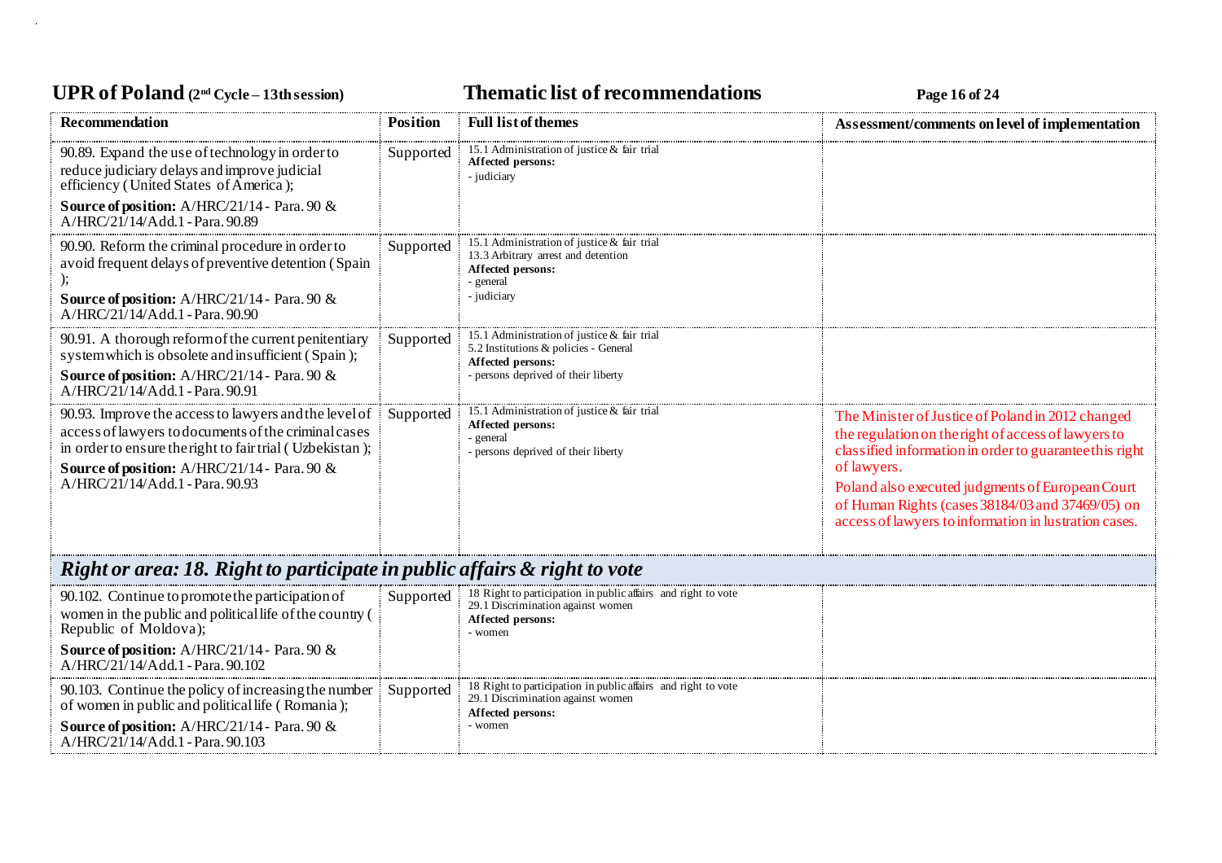| Recommendation | Position | Full list of themes | Assessment/comments on level of implementation |
|---|---|---|---|
| 90.89. Expand the use of technology in order to reduce judiciary delays and improve judicial efficiency ( United States of America );<br>**Source of position:** A/HRC/21/14 - Para. 90 & A/HRC/21/14/Add.1 - Para. 90.89 | Supported | 15.1 Administration of justice & fair trial<br>**Affected persons:**<br>- judiciary | |
| 90.90. Reform the criminal procedure in order to avoid frequent delays of preventive detention ( Spain );<br>**Source of position:** A/HRC/21/14 - Para. 90 & A/HRC/21/14/Add.1 - Para. 90.90 | Supported | 15.1 Administration of justice & fair trial<br>13.3 Arbitrary arrest and detention<br>**Affected persons:**<br>- general<br>- judiciary | |
| 90.91. A thorough reform of the current penitentiary system which is obsolete and insufficient ( Spain );<br>**Source of position:** A/HRC/21/14 - Para. 90 & A/HRC/21/14/Add.1 - Para. 90.91 | Supported | 15.1 Administration of justice & fair trial<br>5.2 Institutions & policies - General<br>**Affected persons:**<br>- persons deprived of their liberty | |
| 90.93. Improve the access to lawyers and the level of access of lawyers to documents of the criminal cases in order to ensure the right to fair trial ( Uzbekistan );<br>**Source of position:** A/HRC/21/14 - Para. 90 & A/HRC/21/14/Add.1 - Para. 90.93 | Supported | 15.1 Administration of justice & fair trial<br>**Affected persons:**<br>- general<br>- persons deprived of their liberty | The Minister of Justice of Poland in 2012 changed the regulation on the right of access of lawyers to classified information in order to guarantee this right of lawyers.<br>Poland also executed judgments of European Court of Human Rights (cases 38184/03 and 37469/05) on access of lawyers to information in lustration cases. |
| ***Right or area: 18. Right to participate in public affairs & right to vote*** | | | |
| 90.102. Continue to promote the participation of women in the public and political life of the country ( Republic of Moldova );<br>**Source of position:** A/HRC/21/14 - Para. 90 & A/HRC/21/14/Add.1 - Para. 90.102 | Supported | 18 Right to participation in public affairs and right to vote<br>29.1 Discrimination against women<br>**Affected persons:**<br>- women | |
| 90.103. Continue the policy of increasing the number of women in public and political life ( Romania );<br>**Source of position:** A/HRC/21/14 - Para. 90 & A/HRC/21/14/Add.1 - Para. 90.103 | Supported | 18 Right to participation in public affairs and right to vote<br>29.1 Discrimination against women<br>**Affected persons:**<br>- women | |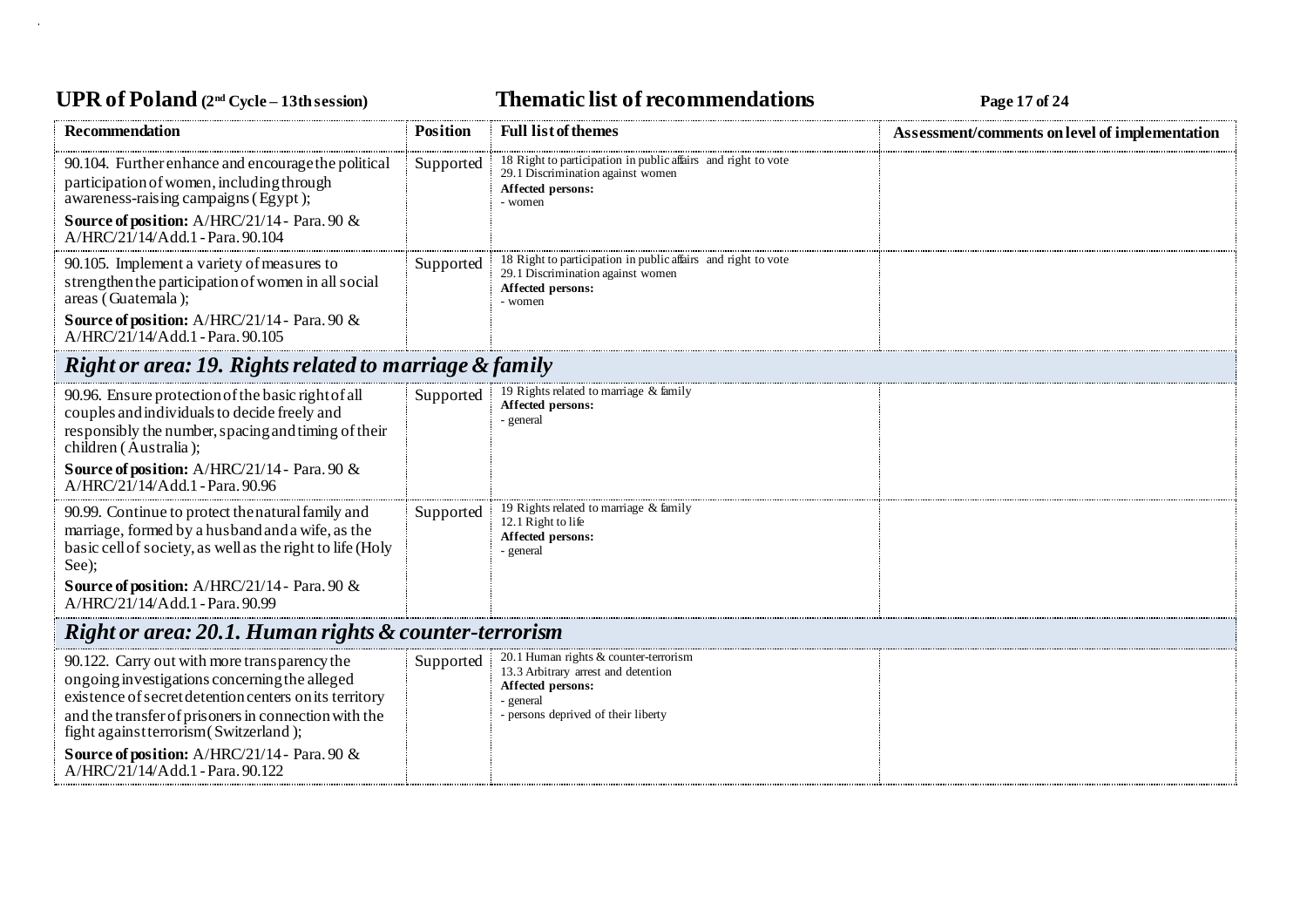| Recommendation | Position | Full list of themes | Assessment/comments on level of implementation |
|---|---|---|---|
| 90.104. Further enhance and encourage the political participation of women, including through awareness-raising campaigns (Egypt);<br>**Source of position:** A/HRC/21/14 - Para. 90 & A/HRC/21/14/Add.1 - Para. 90.104 | Supported | 18 Right to participation in public affairs and right to vote<br>29.1 Discrimination against women<br>**Affected persons:**<br>- women | |
| 90.105. Implement a variety of measures to strengthen the participation of women in all social areas (Guatemala);<br>**Source of position:** A/HRC/21/14 - Para. 90 & A/HRC/21/14/Add.1 - Para. 90.105 | Supported | 18 Right to participation in public affairs and right to vote<br>29.1 Discrimination against women<br>**Affected persons:**<br>- women | |
| ***Right or area: 19. Rights related to marriage & family*** | | | |
| 90.96. Ensure protection of the basic right of all couples and individuals to decide freely and responsibly the number, spacing and timing of their children (Australia);<br>**Source of position:** A/HRC/21/14 - Para. 90 & A/HRC/21/14/Add.1 - Para. 90.96 | Supported | 19 Rights related to marriage & family<br>**Affected persons:**<br>- general | |
| 90.99. Continue to protect the natural family and marriage, formed by a husband and a wife, as the basic cell of society, as well as the right to life (Holy See);<br>**Source of position:** A/HRC/21/14 - Para. 90 & A/HRC/21/14/Add.1 - Para. 90.99 | Supported | 19 Rights related to marriage & family<br>12.1 Right to life<br>**Affected persons:**<br>- general | |
| ***Right or area: 20.1. Human rights & counter-terrorism*** | | | |
| 90.122. Carry out with more transparency the ongoing investigations concerning the alleged existence of secret detention centers on its territory and the transfer of prisoners in connection with the fight against terrorism (Switzerland);<br>**Source of position:** A/HRC/21/14 - Para. 90 & A/HRC/21/14/Add.1 - Para. 90.122 | Supported | 20.1 Human rights & counter-terrorism<br>13.3 Arbitrary arrest and detention<br>**Affected persons:**<br>- general<br>- persons deprived of their liberty | |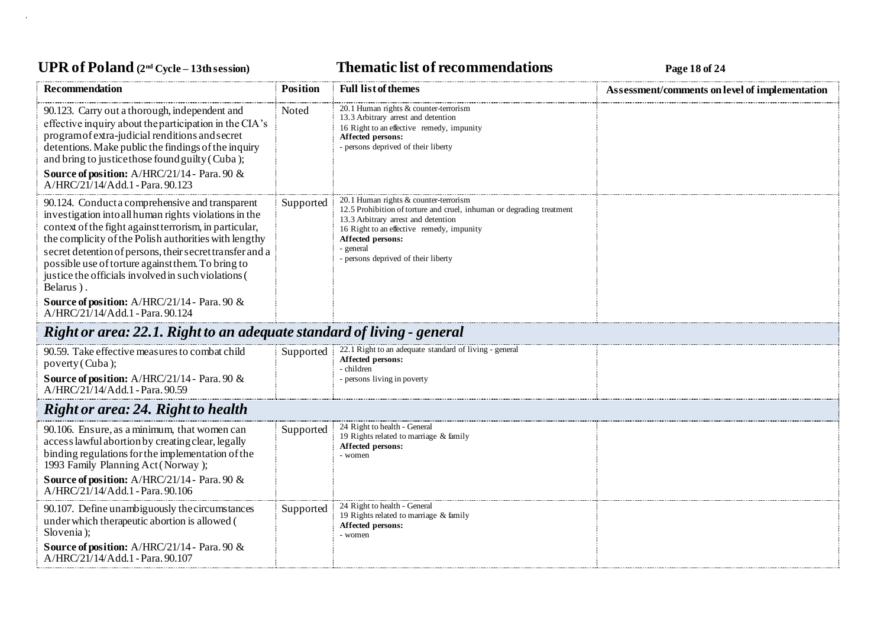| Recommendation | Position | Full list of themes | Assessment/comments on level of implementation |
|---|---|---|---|
| 90.123. Carry out a thorough, independent and effective inquiry about the participation in the CIA's program of extra-judicial renditions and secret detentions. Make public the findings of the inquiry and bring to justice those found guilty ( Cuba ); **Source of position:** A/HRC/21/14 - Para. 90 & A/HRC/21/14/Add.1 - Para. 90.123 | Noted | 20.1 Human rights & counter-terrorism<br>13.3 Arbitrary arrest and detention<br>16 Right to an effective remedy, impunity<br>**Affected persons:**<br>- persons deprived of their liberty | |
| 90.124. Conduct a comprehensive and transparent investigation into all human rights violations in the context of the fight against terrorism, in particular, the complicity of the Polish authorities with lengthy secret detention of persons, their secret transfer and a possible use of torture against them. To bring to justice the officials involved in such violations ( Belarus ) . **Source of position:** A/HRC/21/14 - Para. 90 & A/HRC/21/14/Add.1 - Para. 90.124 | Supported | 20.1 Human rights & counter-terrorism<br>12.5 Prohibition of torture and cruel, inhuman or degrading treatment<br>13.3 Arbitrary arrest and detention<br>16 Right to an effective remedy, impunity<br>**Affected persons:**<br>- general<br>- persons deprived of their liberty | |
| ***Right or area: 22.1. Right to an adequate standard of living - general*** | | | |
| 90.59. Take effective measures to combat child poverty ( Cuba ); **Source of position:** A/HRC/21/14 - Para. 90 & A/HRC/21/14/Add.1 - Para. 90.59 | Supported | 22.1 Right to an adequate standard of living - general<br>**Affected persons:**<br>- children<br>- persons living in poverty | |
| ***Right or area: 24. Right to health*** | | | |
| 90.106. Ensure, as a minimum, that women can access lawful abortion by creating clear, legally binding regulations for the implementation of the 1993 Family Planning Act ( Norway ); **Source of position:** A/HRC/21/14 - Para. 90 & A/HRC/21/14/Add.1 - Para. 90.106 | Supported | 24 Right to health - General<br>19 Rights related to marriage & family<br>**Affected persons:**<br>- women | |
| 90.107. Define unambiguously the circumstances under which therapeutic abortion is allowed ( Slovenia ); **Source of position:** A/HRC/21/14 - Para. 90 & A/HRC/21/14/Add.1 - Para. 90.107 | Supported | 24 Right to health - General<br>19 Rights related to marriage & family<br>**Affected persons:**<br>- women | |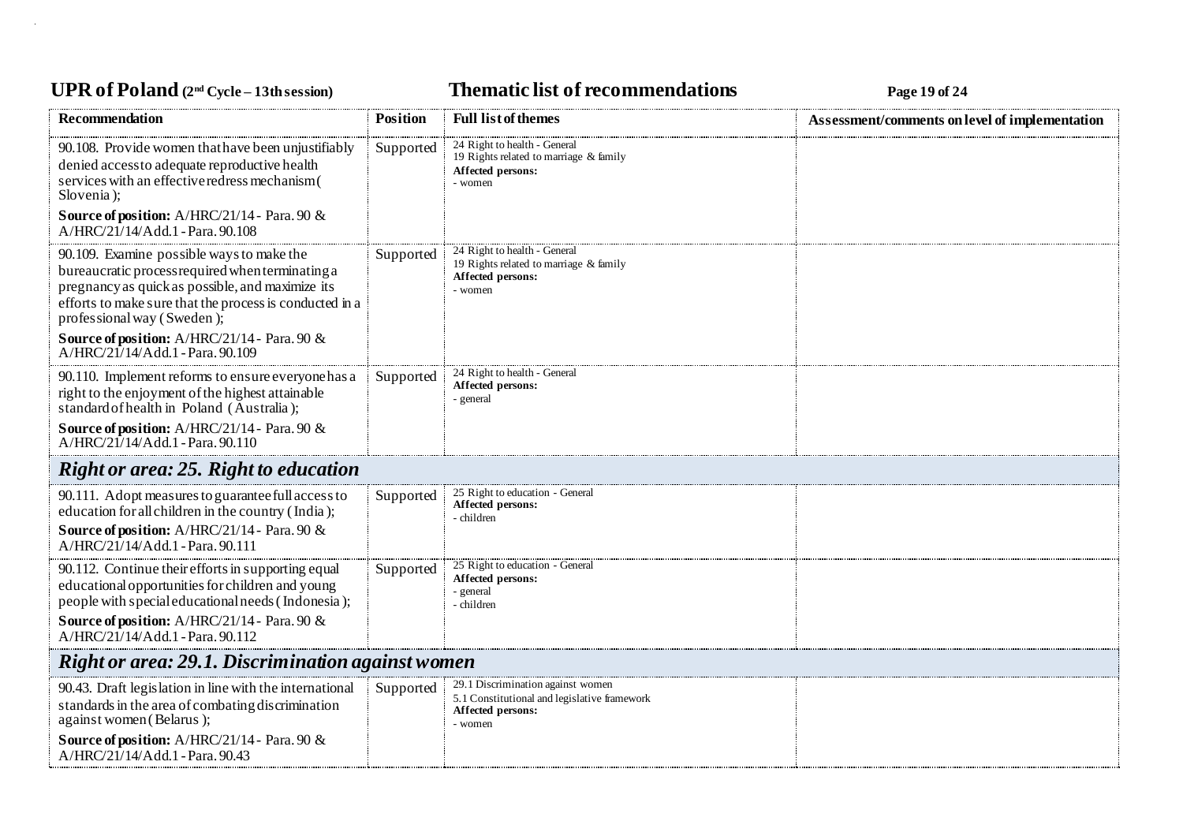| Recommendation | Position | Full list of themes | Assessment/comments on level of implementation |
|---|---|---|---|
| 90.108. Provide women that have been unjustifiably denied access to adequate reproductive health services with an effective redress mechanism ( Slovenia );<br>**Source of position:** A/HRC/21/14 - Para. 90 & A/HRC/21/14/Add.1 - Para. 90.108 | Supported | 24 Right to health - General<br>19 Rights related to marriage & family<br>**Affected persons:**<br>- women | |
| 90.109. Examine possible ways to make the bureaucratic process required when terminating a pregnancy as quick as possible, and maximize its efforts to make sure that the process is conducted in a professional way ( Sweden );<br>**Source of position:** A/HRC/21/14 - Para. 90 & A/HRC/21/14/Add.1 - Para. 90.109 | Supported | 24 Right to health - General<br>19 Rights related to marriage & family<br>**Affected persons:**<br>- women | |
| 90.110. Implement reforms to ensure everyone has a right to the enjoyment of the highest attainable standard of health in Poland ( Australia );<br>**Source of position:** A/HRC/21/14 - Para. 90 & A/HRC/21/14/Add.1 - Para. 90.110 | Supported | 24 Right to health - General<br>**Affected persons:**<br>- general | |
| ***Right or area: 25. Right to education*** | | | |
| 90.111. Adopt measures to guarantee full access to education for all children in the country ( India );<br>**Source of position:** A/HRC/21/14 - Para. 90 & A/HRC/21/14/Add.1 - Para. 90.111 | Supported | 25 Right to education - General<br>**Affected persons:**<br>- children | |
| 90.112. Continue their efforts in supporting equal educational opportunities for children and young people with special educational needs ( Indonesia );<br>**Source of position:** A/HRC/21/14 - Para. 90 & A/HRC/21/14/Add.1 - Para. 90.112 | Supported | 25 Right to education - General<br>**Affected persons:**<br>- general<br>- children | |
| ***Right or area: 29.1. Discrimination against women*** | | | |
| 90.43. Draft legislation in line with the international standards in the area of combating discrimination against women ( Belarus );<br>**Source of position:** A/HRC/21/14 - Para. 90 & A/HRC/21/14/Add.1 - Para. 90.43 | Supported | 29.1 Discrimination against women<br>5.1 Constitutional and legislative framework<br>**Affected persons:**<br>- women | |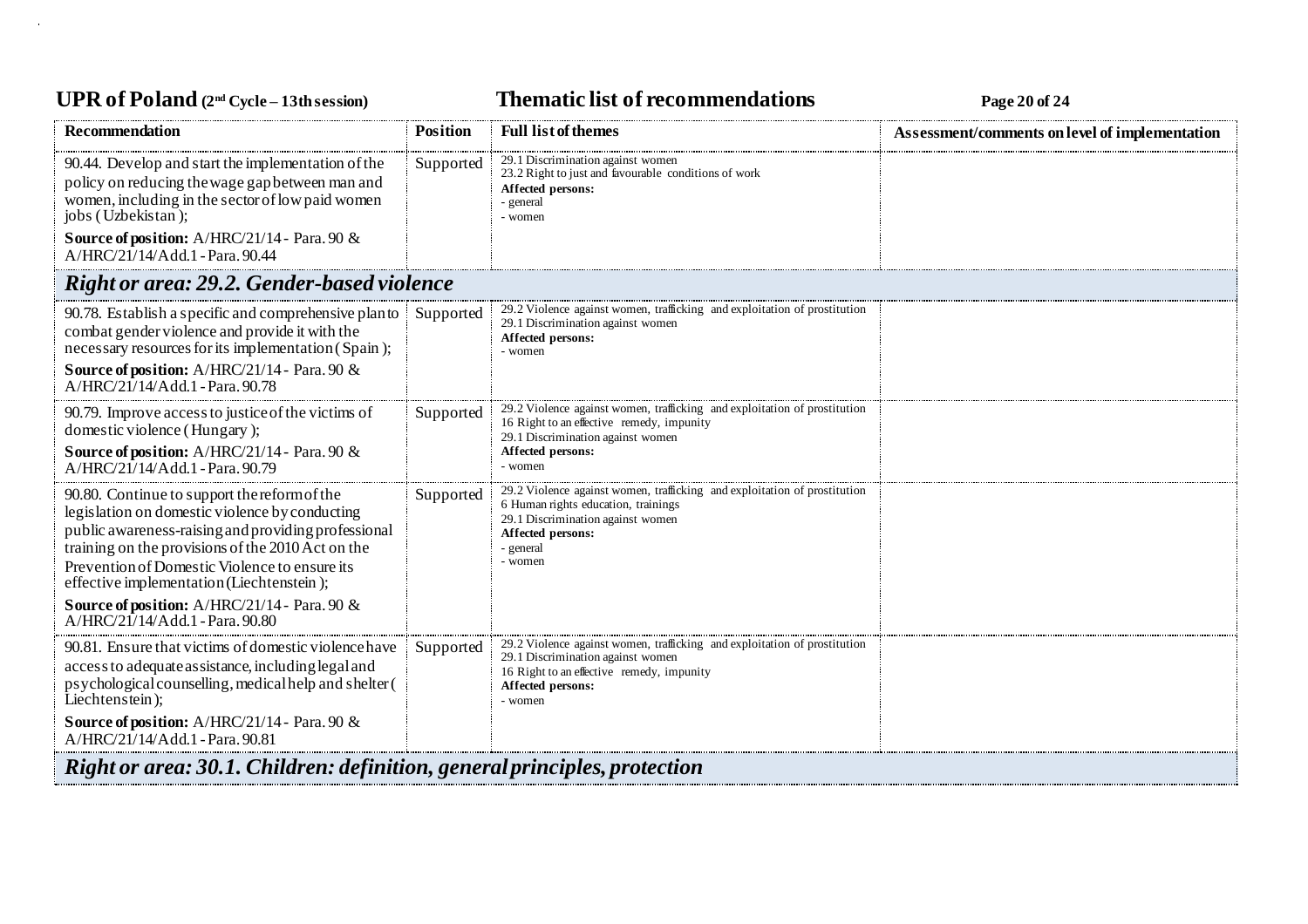| Recommendation | Position | Full list of themes | Assessment/comments on level of implementation |
|---|---|---|---|
| 90.44. Develop and start the implementation of the policy on reducing the wage gap between man and women, including in the sector of low paid women jobs ( Uzbekistan ); **Source of position:** A/HRC/21/14 - Para. 90 & A/HRC/21/14/Add.1 - Para. 90.44 | Supported | 29.1 Discrimination against women<br>23.2 Right to just and favourable conditions of work<br>**Affected persons:**<br>- general<br>- women | |
| ***Right or area: 29.2. Gender-based violence*** | | | |
| 90.78. Establish a specific and comprehensive plan to combat gender violence and provide it with the necessary resources for its implementation ( Spain ); **Source of position:** A/HRC/21/14 - Para. 90 & A/HRC/21/14/Add.1 - Para. 90.78 | Supported | 29.2 Violence against women, trafficking and exploitation of prostitution<br>29.1 Discrimination against women<br>**Affected persons:**<br>- women | |
| 90.79. Improve access to justice of the victims of domestic violence ( Hungary ); **Source of position:** A/HRC/21/14 - Para. 90 & A/HRC/21/14/Add.1 - Para. 90.79 | Supported | 29.2 Violence against women, trafficking and exploitation of prostitution<br>16 Right to an effective remedy, impunity<br>29.1 Discrimination against women<br>**Affected persons:**<br>- women | |
| 90.80. Continue to support the reform of the legislation on domestic violence by conducting public awareness-raising and providing professional training on the provisions of the 2010 Act on the Prevention of Domestic Violence to ensure its effective implementation (Liechtenstein ); **Source of position:** A/HRC/21/14 - Para. 90 & A/HRC/21/14/Add.1 - Para. 90.80 | Supported | 29.2 Violence against women, trafficking and exploitation of prostitution<br>6 Human rights education, trainings<br>29.1 Discrimination against women<br>**Affected persons:**<br>- general<br>- women | |
| 90.81. Ensure that victims of domestic violence have access to adequate assistance, including legal and psychological counselling, medical help and shelter ( Liechtenstein ); **Source of position:** A/HRC/21/14 - Para. 90 & A/HRC/21/14/Add.1 - Para. 90.81 | Supported | 29.2 Violence against women, trafficking and exploitation of prostitution<br>29.1 Discrimination against women<br>16 Right to an effective remedy, impunity<br>**Affected persons:**<br>- women | |
| ***Right or area: 30.1. Children: definition, general principles, protection*** | | | |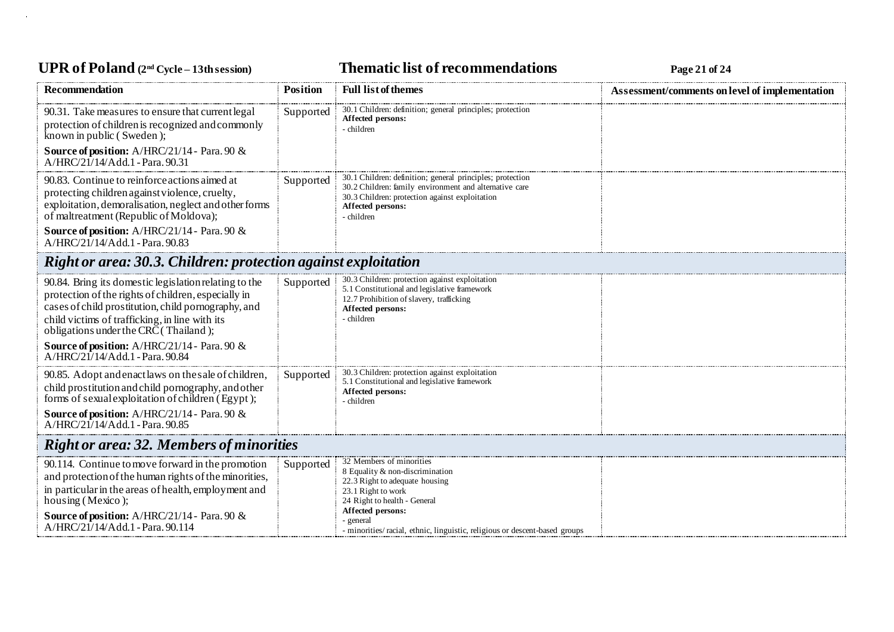| Recommendation | Position | Full list of themes | Assessment/comments on level of implementation |
|---|---|---|---|
| 90.31. Take measures to ensure that current legal protection of children is recognized and commonly known in public ( Sweden );<br>**Source of position:** A/HRC/21/14 - Para. 90 & A/HRC/21/14/Add.1 - Para. 90.31 | Supported | 30.1 Children: definition; general principles; protection<br>**Affected persons:**<br>- children | |
| 90.83. Continue to reinforce actions aimed at protecting children against violence, cruelty, exploitation, demoralisation, neglect and other forms of maltreatment (Republic of Moldova);<br>**Source of position:** A/HRC/21/14 - Para. 90 & A/HRC/21/14/Add.1 - Para. 90.83 | Supported | 30.1 Children: definition; general principles; protection<br>30.2 Children: family environment and alternative care<br>30.3 Children: protection against exploitation<br>**Affected persons:**<br>- children | |
| ***Right or area: 30.3. Children: protection against exploitation*** | | | |
| 90.84. Bring its domestic legislation relating to the protection of the rights of children, especially in cases of child prostitution, child pornography, and child victims of trafficking, in line with its obligations under the CRC ( Thailand );<br>**Source of position:** A/HRC/21/14 - Para. 90 & A/HRC/21/14/Add.1 - Para. 90.84 | Supported | 30.3 Children: protection against exploitation<br>5.1 Constitutional and legislative framework<br>12.7 Prohibition of slavery, trafficking<br>**Affected persons:**<br>- children | |
| 90.85. Adopt and enact laws on the sale of children, child prostitution and child pornography, and other forms of sexual exploitation of children ( Egypt );<br>**Source of position:** A/HRC/21/14 - Para. 90 & A/HRC/21/14/Add.1 - Para. 90.85 | Supported | 30.3 Children: protection against exploitation<br>5.1 Constitutional and legislative framework<br>**Affected persons:**<br>- children | |
| ***Right or area: 32. Members of minorities*** | | | |
| 90.114. Continue to move forward in the promotion and protection of the human rights of the minorities, in particular in the areas of health, employment and housing ( Mexico );<br>**Source of position:** A/HRC/21/14 - Para. 90 & A/HRC/21/14/Add.1 - Para. 90.114 | Supported | 32 Members of minorities<br>8 Equality & non-discrimination<br>22.3 Right to adequate housing<br>23.1 Right to work<br>24 Right to health - General<br>**Affected persons:**<br>- general<br>- minorities/ racial, ethnic, linguistic, religious or descent-based groups | |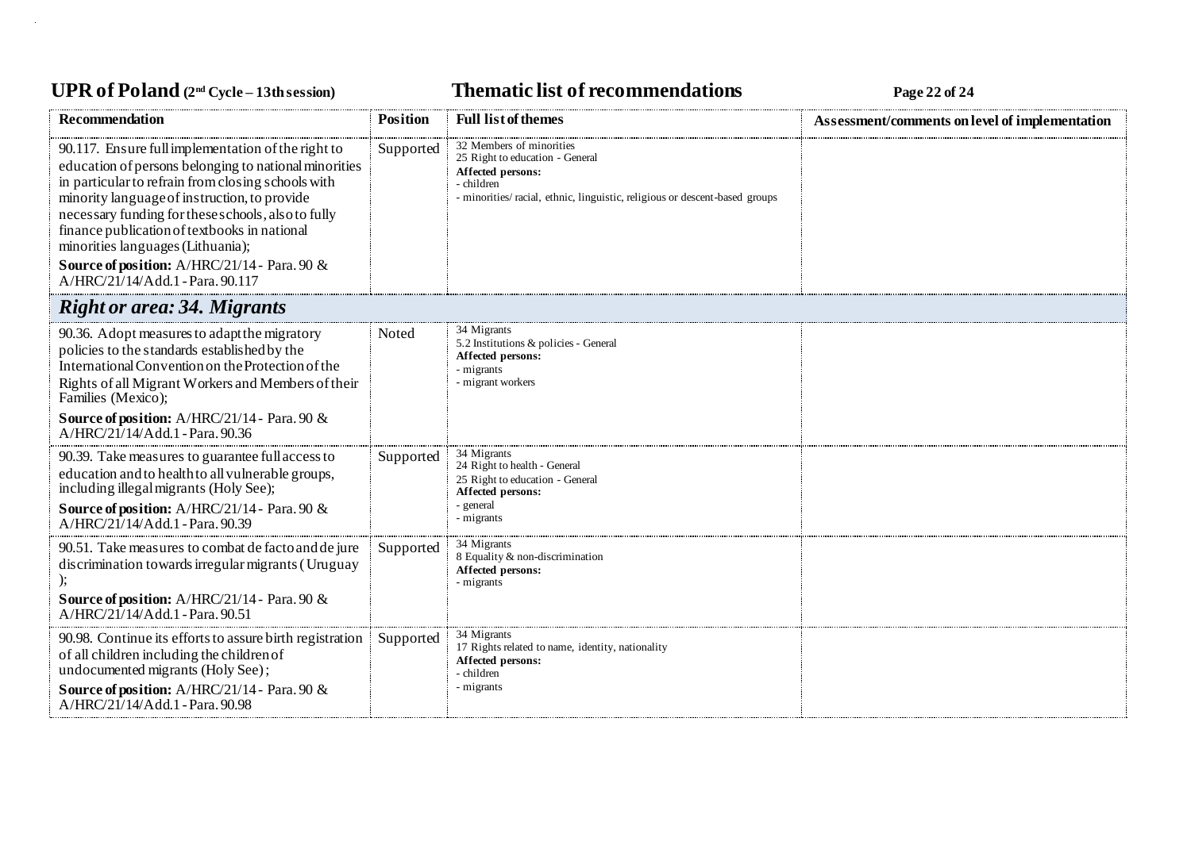| Recommendation | Position | Full list of themes | Assessment/comments on level of implementation |
|---|---|---|---|
| 90.117. Ensure full implementation of the right to education of persons belonging to national minorities in particular to refrain from closing schools with minority language of instruction, to provide necessary funding for these schools, also to fully finance publication of textbooks in national minorities languages (Lithuania);<br>**Source of position:** A/HRC/21/14 - Para. 90 & A/HRC/21/14/Add.1 - Para. 90.117 | Supported | 32 Members of minorities<br>25 Right to education - General<br>**Affected persons:**<br>- children<br>- minorities/ racial, ethnic, linguistic, religious or descent-based groups | |
| ***Right or area: 34. Migrants*** | | | |
| 90.36. Adopt measures to adapt the migratory policies to the standards established by the International Convention on the Protection of the Rights of all Migrant Workers and Members of their Families (Mexico);<br>**Source of position:** A/HRC/21/14 - Para. 90 & A/HRC/21/14/Add.1 - Para. 90.36 | Noted | 34 Migrants<br>5.2 Institutions & policies - General<br>**Affected persons:**<br>- migrants<br>- migrant workers | |
| 90.39. Take measures to guarantee full access to education and to health to all vulnerable groups, including illegal migrants (Holy See);<br>**Source of position:** A/HRC/21/14 - Para. 90 & A/HRC/21/14/Add.1 - Para. 90.39 | Supported | 34 Migrants<br>24 Right to health - General<br>25 Right to education - General<br>**Affected persons:**<br>- general<br>- migrants | |
| 90.51. Take measures to combat de facto and de jure discrimination towards irregular migrants (Uruguay );<br>**Source of position:** A/HRC/21/14 - Para. 90 & A/HRC/21/14/Add.1 - Para. 90.51 | Supported | 34 Migrants<br>8 Equality & non-discrimination<br>**Affected persons:**<br>- migrants | |
| 90.98. Continue its efforts to assure birth registration of all children including the children of undocumented migrants (Holy See);<br>**Source of position:** A/HRC/21/14 - Para. 90 & A/HRC/21/14/Add.1 - Para. 90.98 | Supported | 34 Migrants<br>17 Rights related to name, identity, nationality<br>**Affected persons:**<br>- children<br>- migrants | |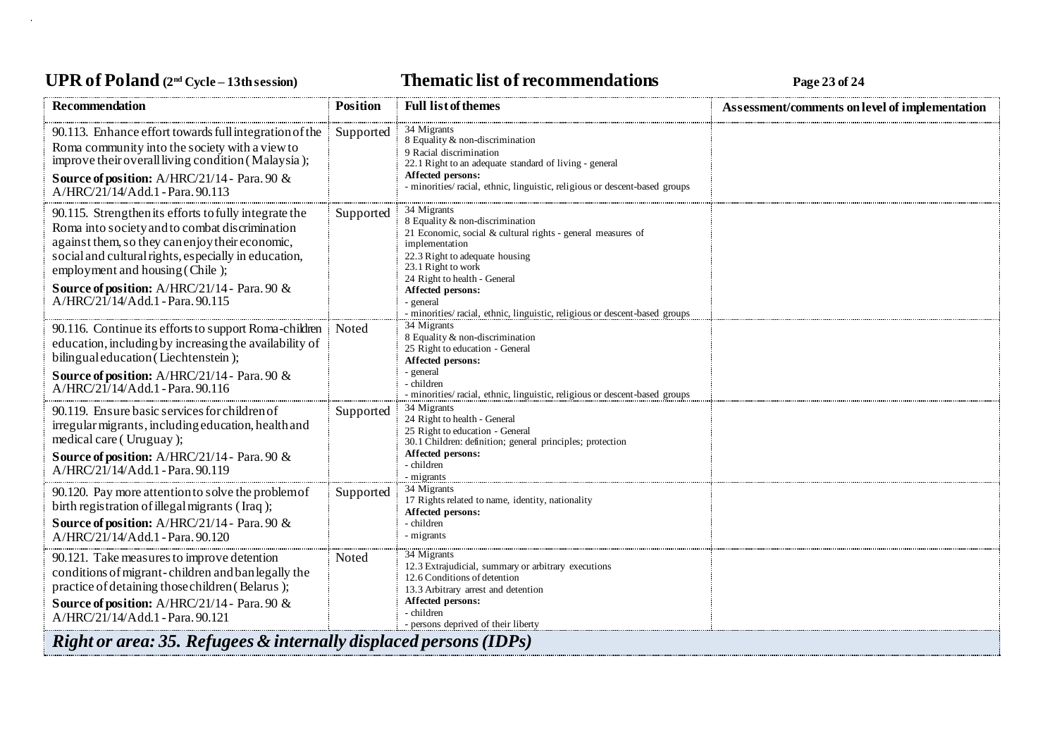| Recommendation | Position | Full list of themes | Assessment/comments on level of implementation |
|---|---|---|---|
| 90.113. Enhance effort towards full integration of the Roma community into the society with a view to improve their overall living condition ( Malaysia ); **Source of position:** A/HRC/21/14 - Para. 90 & A/HRC/21/14/Add.1 - Para. 90.113 | Supported | 34 Migrants<br>8 Equality & non-discrimination<br>9 Racial discrimination<br>22.1 Right to an adequate standard of living - general<br>**Affected persons:**<br>- minorities/ racial, ethnic, linguistic, religious or descent-based groups | |
| 90.115. Strengthen its efforts to fully integrate the Roma into society and to combat discrimination against them, so they can enjoy their economic, social and cultural rights, especially in education, employment and housing ( Chile ); **Source of position:** A/HRC/21/14 - Para. 90 & A/HRC/21/14/Add.1 - Para. 90.115 | Supported | 34 Migrants<br>8 Equality & non-discrimination<br>21 Economic, social & cultural rights - general measures of implementation<br>22.3 Right to adequate housing<br>23.1 Right to work<br>24 Right to health - General<br>**Affected persons:**<br>- general<br>- minorities/ racial, ethnic, linguistic, religious or descent-based groups | |
| 90.116. Continue its efforts to support Roma-children education, including by increasing the availability of bilingual education ( Liechtenstein ); **Source of position:** A/HRC/21/14 - Para. 90 & A/HRC/21/14/Add.1 - Para. 90.116 | Noted | 34 Migrants<br>8 Equality & non-discrimination<br>25 Right to education - General<br>**Affected persons:**<br>- general<br>- children<br>- minorities/ racial, ethnic, linguistic, religious or descent-based groups | |
| 90.119. Ensure basic services for children of irregular migrants, including education, health and medical care ( Uruguay ); **Source of position:** A/HRC/21/14 - Para. 90 & A/HRC/21/14/Add.1 - Para. 90.119 | Supported | 34 Migrants<br>24 Right to health - General<br>25 Right to education - General<br>30.1 Children: definition; general principles; protection<br>**Affected persons:**<br>- children<br>- migrants | |
| 90.120. Pay more attention to solve the problem of birth registration of illegal migrants ( Iraq ); **Source of position:** A/HRC/21/14 - Para. 90 & A/HRC/21/14/Add.1 - Para. 90.120 | Supported | 34 Migrants<br>17 Rights related to name, identity, nationality<br>**Affected persons:**<br>- children<br>- migrants | |
| 90.121. Take measures to improve detention conditions of migrant-children and ban legally the practice of detaining those children ( Belarus ); **Source of position:** A/HRC/21/14 - Para. 90 & A/HRC/21/14/Add.1 - Para. 90.121 | Noted | 34 Migrants<br>12.3 Extrajudicial, summary or arbitrary executions<br>12.6 Conditions of detention<br>13.3 Arbitrary arrest and detention<br>**Affected persons:**<br>- children<br>- persons deprived of their liberty | |

***Right or area: 35. Refugees & internally displaced persons (IDPs)***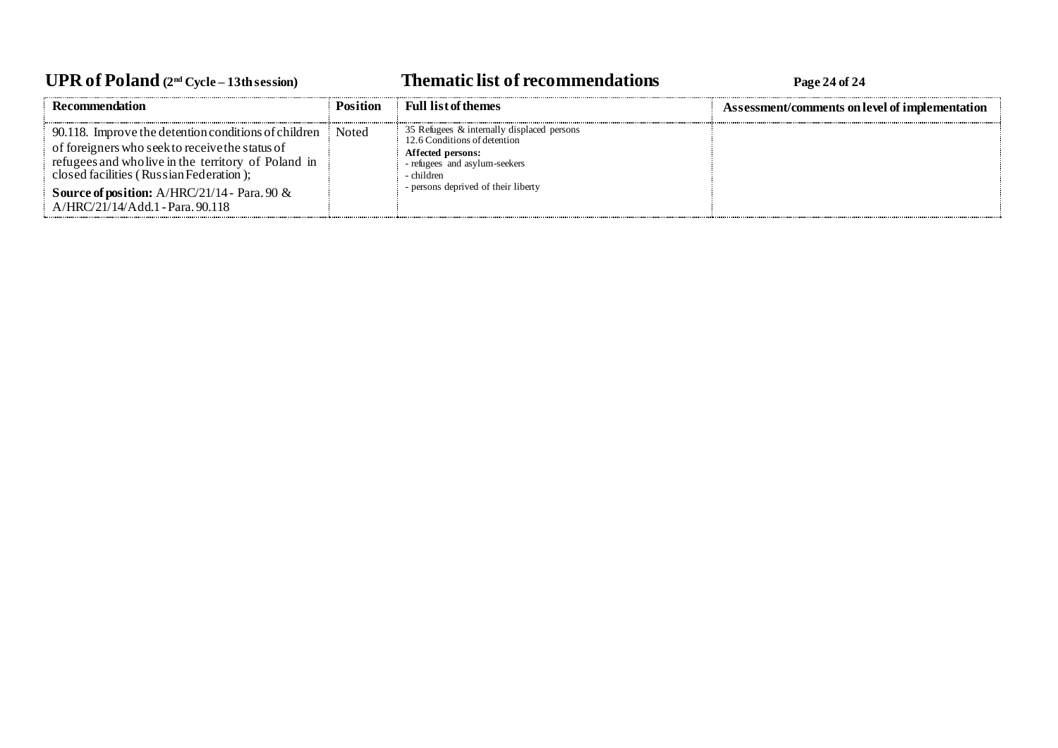| Recommendation | Position | Full list of themes | Assessment/comments on level of implementation |
| --- | --- | --- | --- |
| 90.118. Improve the detention conditions of children of foreigners who seek to receive the status of refugees and who live in the territory of Poland in closed facilities (Russian Federation);<br>**Source of position:** A/HRC/21/14 - Para. 90 & A/HRC/21/14/Add.1 - Para. 90.118 | Noted | 35 Refugees & internally displaced persons<br>12.6 Conditions of detention<br>**Affected persons:**<br>- refugees and asylum-seekers<br>- children<br>- persons deprived of their liberty | |